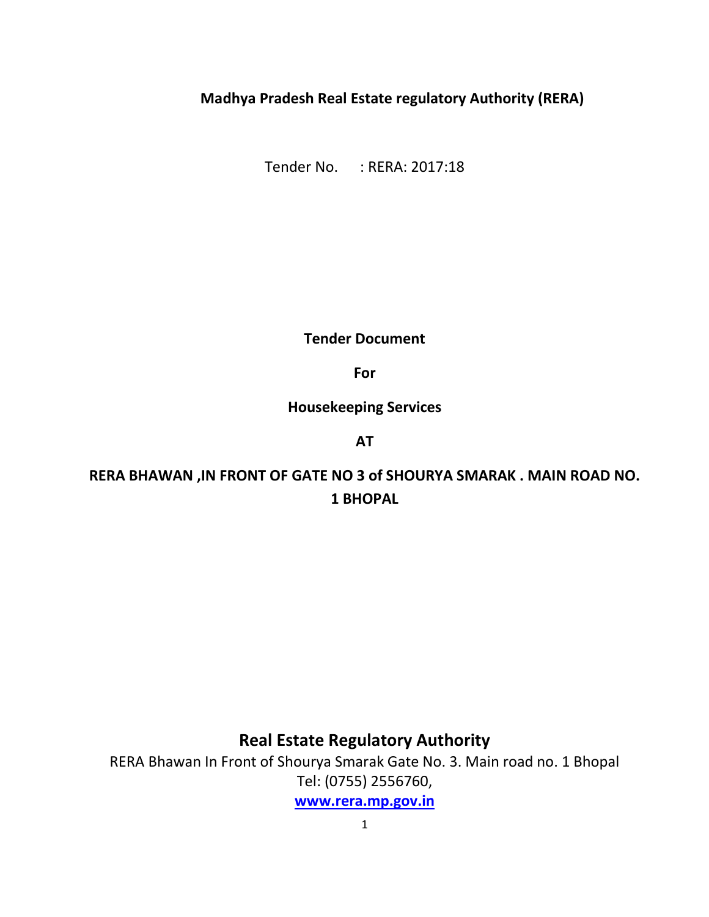**Madhya Pradesh Real Estate regulatory Authority (RERA)**

Tender No. : RERA: 2017:18

**Tender Document**

**For**

**Housekeeping Services**

**AT**

**RERA BHAWAN ,IN FRONT OF GATE NO 3 of SHOURYA SMARAK . MAIN ROAD NO. 1 BHOPAL**

## Real Estate Regulatory Authority

RERA Bhawan In Front of Shourya Smarak Gate No. 3. Main road no. 1 Bhopal

Tel: (0755) 2556760,

**www.rera.mp.gov.in**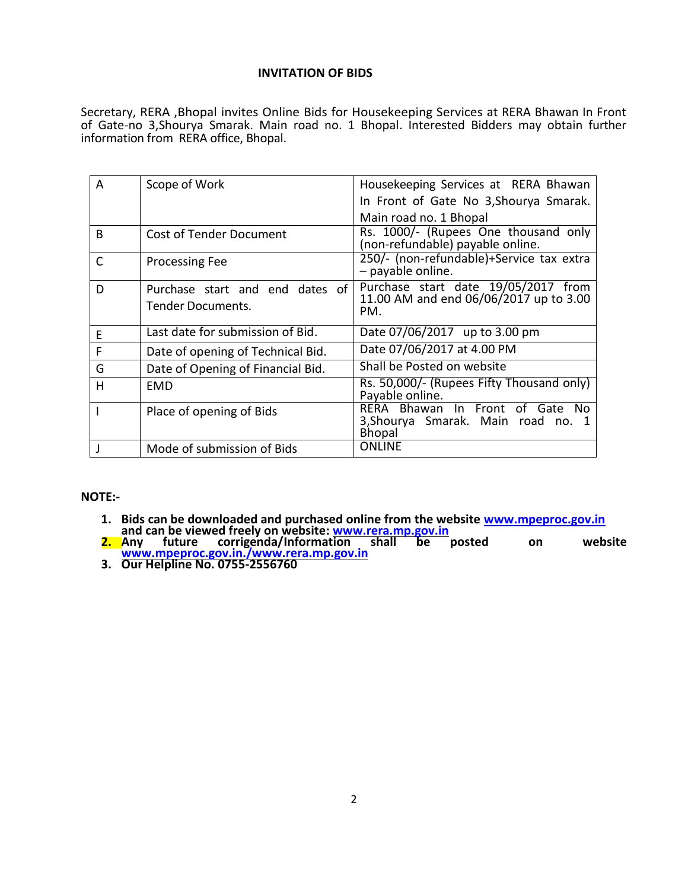## INVITATION OF BIDS

Secretary, RERA ,Bhopal invites Online Bids for Housekeeping Services at RERA Bhawan In Front of Gate-no 3,Shourya Smarak. Main road no. 1 Bhopal. Interested Bidders may obtain further information from RERA office, Bhopal.

| | | |
|---|---|---|
| A | Scope of Work | Housekeeping Services at RERA Bhawan In Front of Gate No 3,Shourya Smarak. Main road no. 1 Bhopal |
| B | Cost of Tender Document | Rs. 1000/- (Rupees One thousand only (non-refundable) payable online. |
| C | Processing Fee | 250/- (non-refundable)+Service tax extra – payable online. |
| D | Purchase start and end dates of Tender Documents. | Purchase start date 19/05/2017 from 11.00 AM and end 06/06/2017 up to 3.00 PM. |
| E | Last date for submission of Bid. | Date 07/06/2017 up to 3.00 pm |
| F | Date of opening of Technical Bid. | Date 07/06/2017 at 4.00 PM |
| G | Date of Opening of Financial Bid. | Shall be Posted on website |
| H | EMD | Rs. 50,000/- (Rupees Fifty Thousand only) Payable online. |
| I | Place of opening of Bids | RERA Bhawan In Front of Gate No 3,Shourya Smarak. Main road no. 1 Bhopal |
| J | Mode of submission of Bids | ONLINE |

**NOTE:-**

1. **Bids can be downloaded and purchased online from the website www.mpeproc.gov.in and can be viewed freely on website: www.rera.mp.gov.in**
2. **Any future corrigenda/Information shall be posted on website www.mpeproc.gov.in./www.rera.mp.gov.in**
3. **Our Helpline No. 0755-2556760**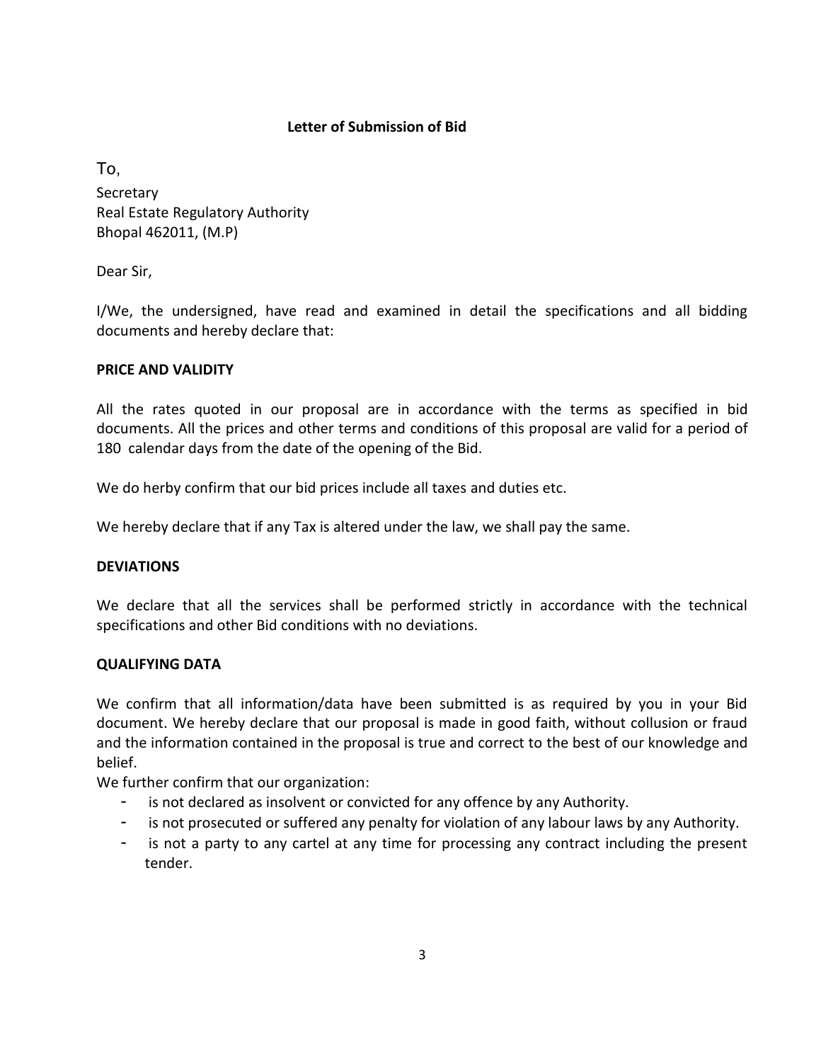## Letter of Submission of Bid

To,

Secretary
Real Estate Regulatory Authority
Bhopal 462011, (M.P)

Dear Sir,

I/We, the undersigned, have read and examined in detail the specifications and all bidding documents and hereby declare that:

**PRICE AND VALIDITY**

All the rates quoted in our proposal are in accordance with the terms as specified in bid documents. All the prices and other terms and conditions of this proposal are valid for a period of 180 calendar days from the date of the opening of the Bid.

We do herby confirm that our bid prices include all taxes and duties etc.

We hereby declare that if any Tax is altered under the law, we shall pay the same.

**DEVIATIONS**

We declare that all the services shall be performed strictly in accordance with the technical specifications and other Bid conditions with no deviations.

**QUALIFYING DATA**

We confirm that all information/data have been submitted is as required by you in your Bid document. We hereby declare that our proposal is made in good faith, without collusion or fraud and the information contained in the proposal is true and correct to the best of our knowledge and belief.

We further confirm that our organization:

- is not declared as insolvent or convicted for any offence by any Authority.
- is not prosecuted or suffered any penalty for violation of any labour laws by any Authority.
- is not a party to any cartel at any time for processing any contract including the present tender.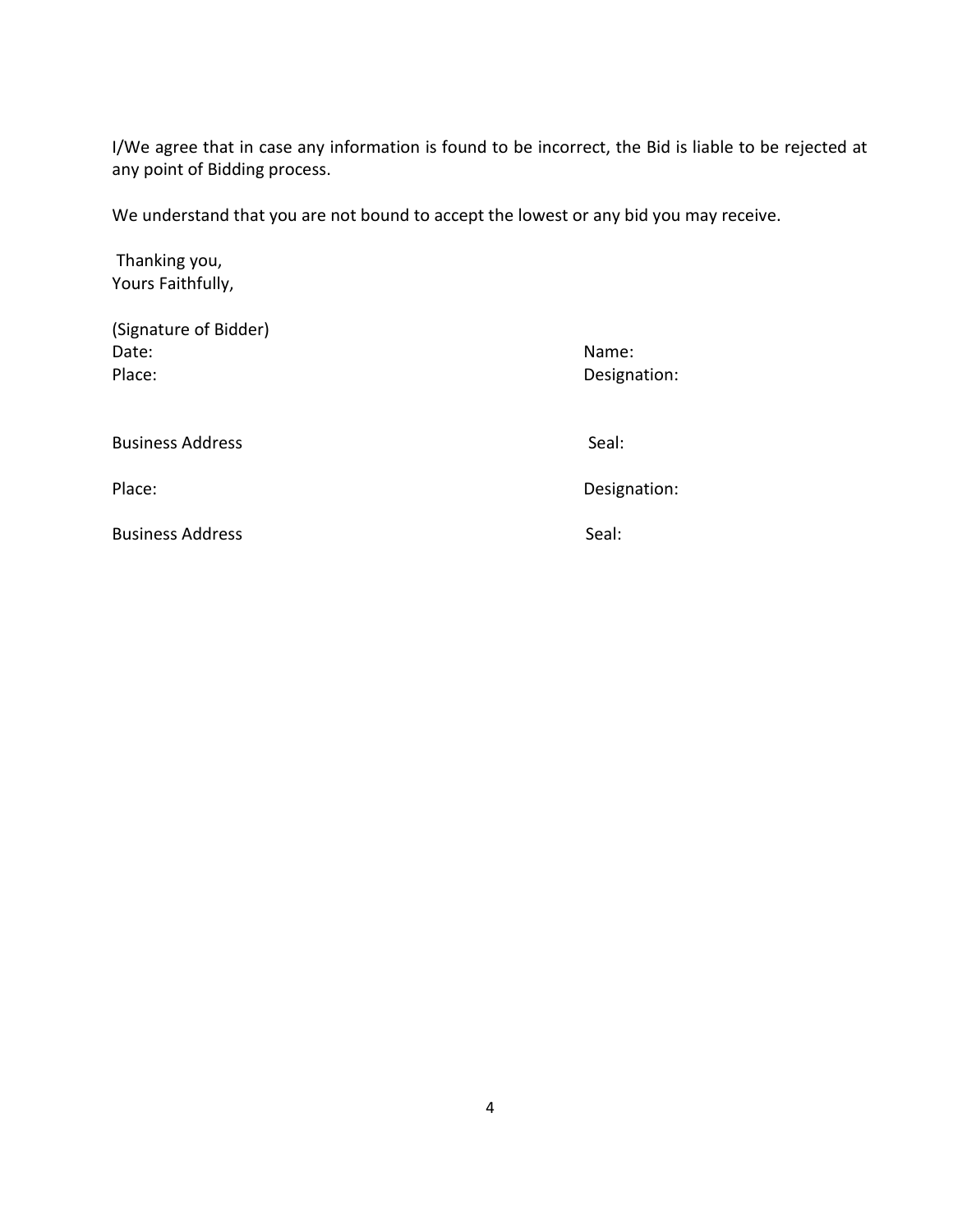I/We agree that in case any information is found to be incorrect, the Bid is liable to be rejected at any point of Bidding process.

We understand that you are not bound to accept the lowest or any bid you may receive.

Thanking you,
Yours Faithfully,

(Signature of Bidder)

| | |
|---|---|
| Date: | Name: |
| Place: | Designation: |
| Business Address | Seal: |
| Place: | Designation: |
| Business Address | Seal: |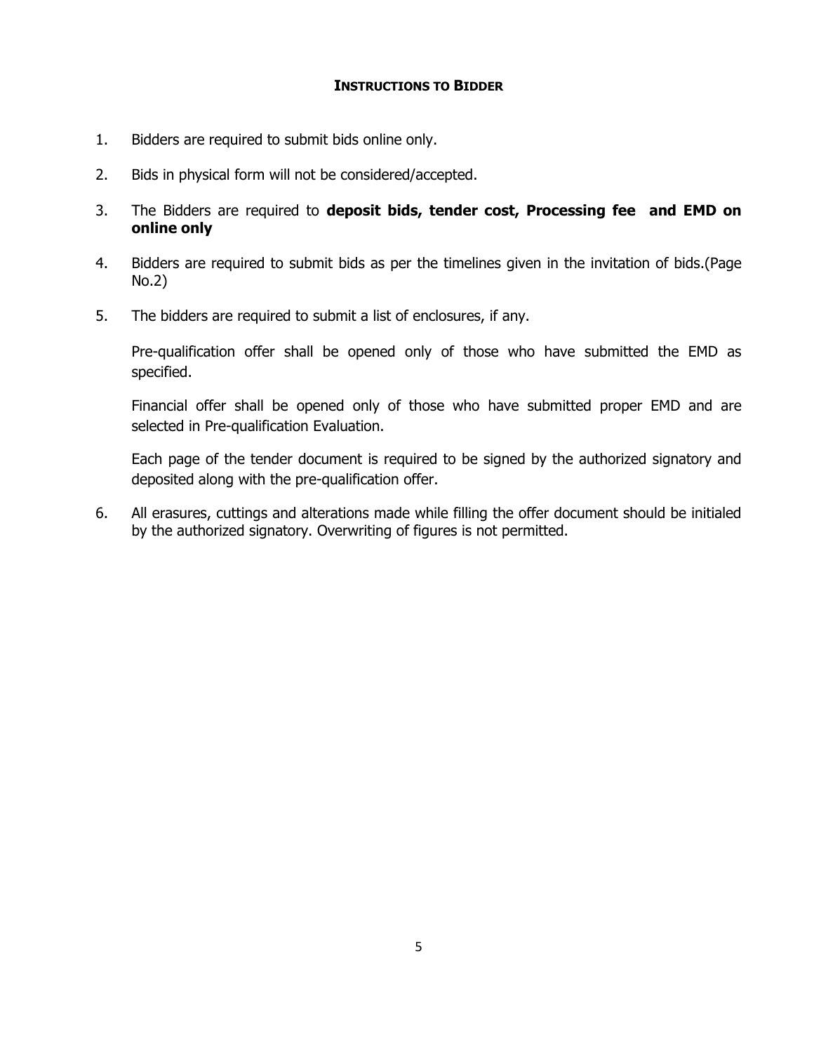## INSTRUCTIONS TO BIDDER

1. Bidders are required to submit bids online only.
2. Bids in physical form will not be considered/accepted.
3. The Bidders are required to **deposit bids, tender cost, Processing fee and EMD on online only**
4. Bidders are required to submit bids as per the timelines given in the invitation of bids.(Page No.2)
5. The bidders are required to submit a list of enclosures, if any.

   Pre-qualification offer shall be opened only of those who have submitted the EMD as specified.

   Financial offer shall be opened only of those who have submitted proper EMD and are selected in Pre-qualification Evaluation.

   Each page of the tender document is required to be signed by the authorized signatory and deposited along with the pre-qualification offer.

6. All erasures, cuttings and alterations made while filling the offer document should be initialed by the authorized signatory. Overwriting of figures is not permitted.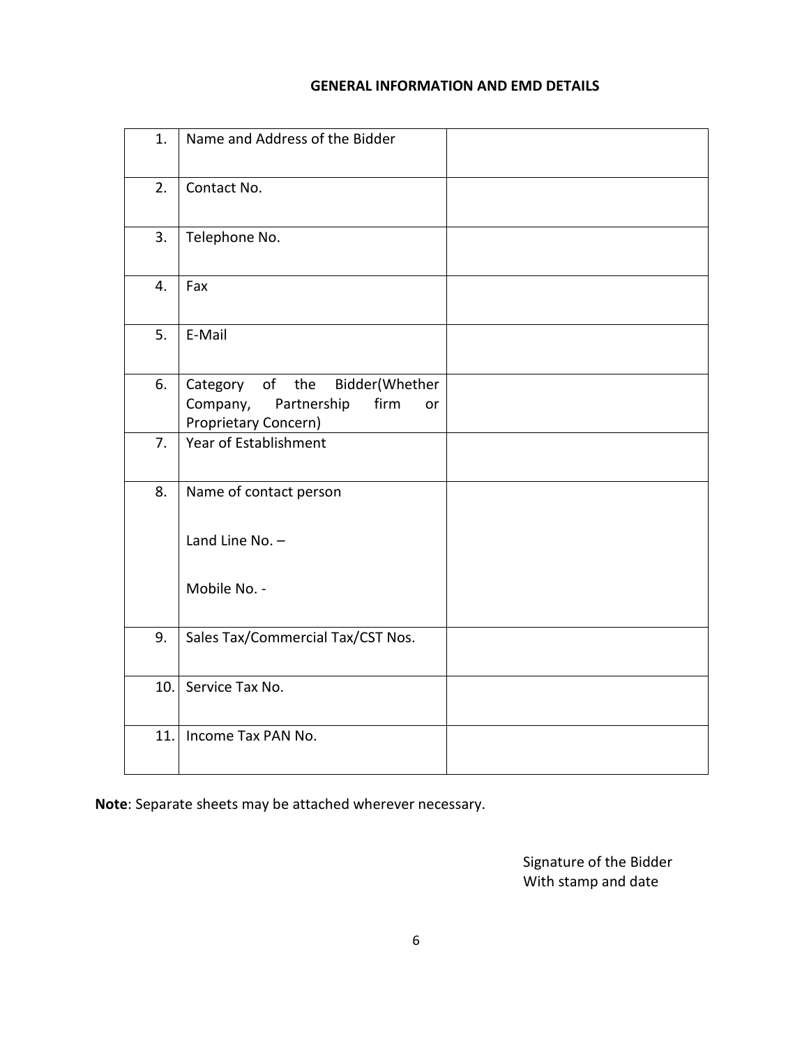## GENERAL INFORMATION AND EMD DETAILS

| | | |
|---|---|---|
| 1. | Name and Address of the Bidder | |
| 2. | Contact No. | |
| 3. | Telephone No. | |
| 4. | Fax | |
| 5. | E-Mail | |
| 6. | Category of the Bidder(Whether Company, Partnership firm or Proprietary Concern) | |
| 7. | Year of Establishment | |
| 8. | Name of contact person<br><br>Land Line No. –<br><br>Mobile No. - | |
| 9. | Sales Tax/Commercial Tax/CST Nos. | |
| 10. | Service Tax No. | |
| 11. | Income Tax PAN No. | |

**Note**: Separate sheets may be attached wherever necessary.

Signature of the Bidder
With stamp and date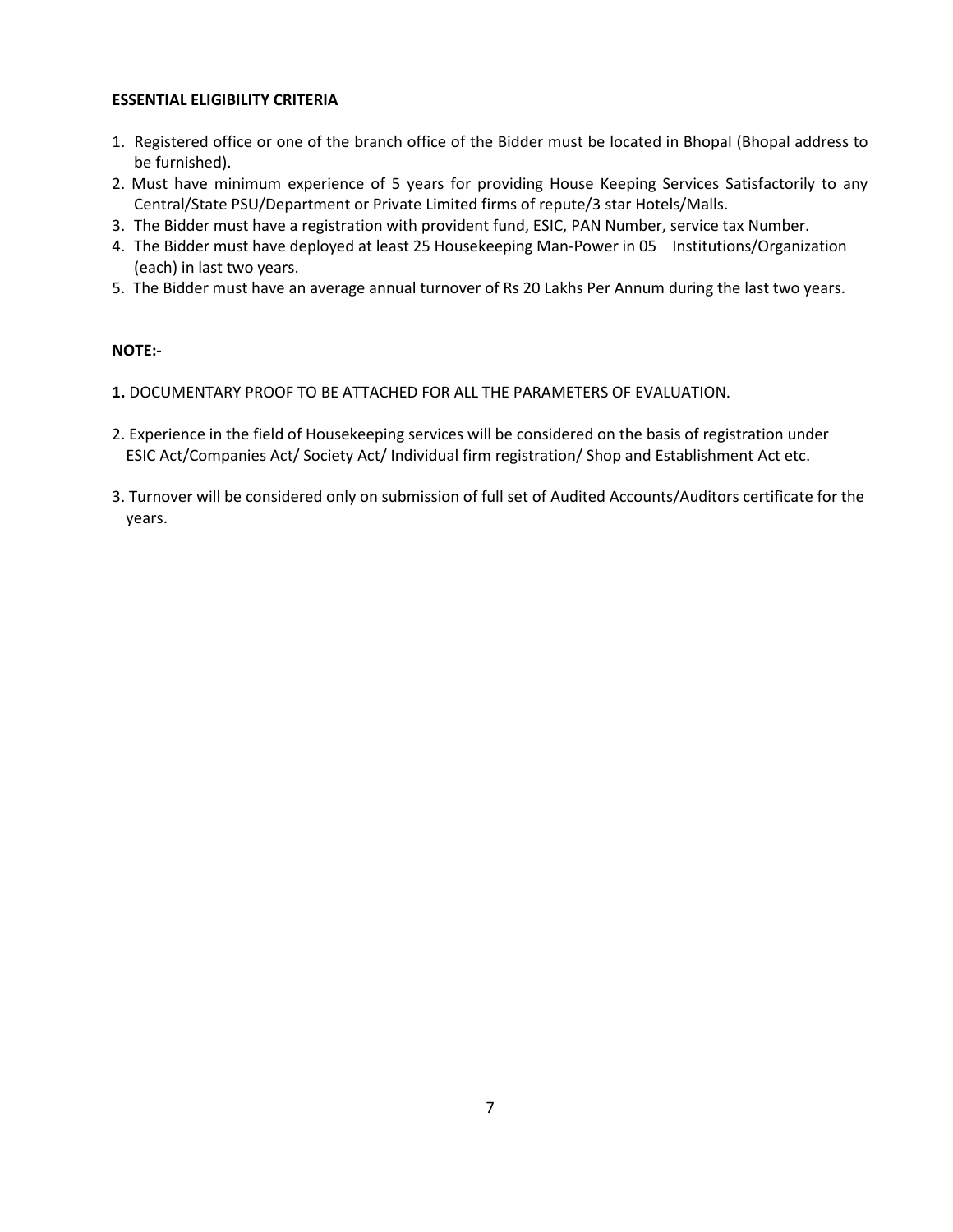**ESSENTIAL ELIGIBILITY CRITERIA**

1. Registered office or one of the branch office of the Bidder must be located in Bhopal (Bhopal address to be furnished).
2. Must have minimum experience of 5 years for providing House Keeping Services Satisfactorily to any Central/State PSU/Department or Private Limited firms of repute/3 star Hotels/Malls.
3. The Bidder must have a registration with provident fund, ESIC, PAN Number, service tax Number.
4. The Bidder must have deployed at least 25 Housekeeping Man-Power in 05 Institutions/Organization (each) in last two years.
5. The Bidder must have an average annual turnover of Rs 20 Lakhs Per Annum during the last two years.

**NOTE:-**

**1.** DOCUMENTARY PROOF TO BE ATTACHED FOR ALL THE PARAMETERS OF EVALUATION.

2. Experience in the field of Housekeeping services will be considered on the basis of registration under ESIC Act/Companies Act/ Society Act/ Individual firm registration/ Shop and Establishment Act etc.

3. Turnover will be considered only on submission of full set of Audited Accounts/Auditors certificate for the years.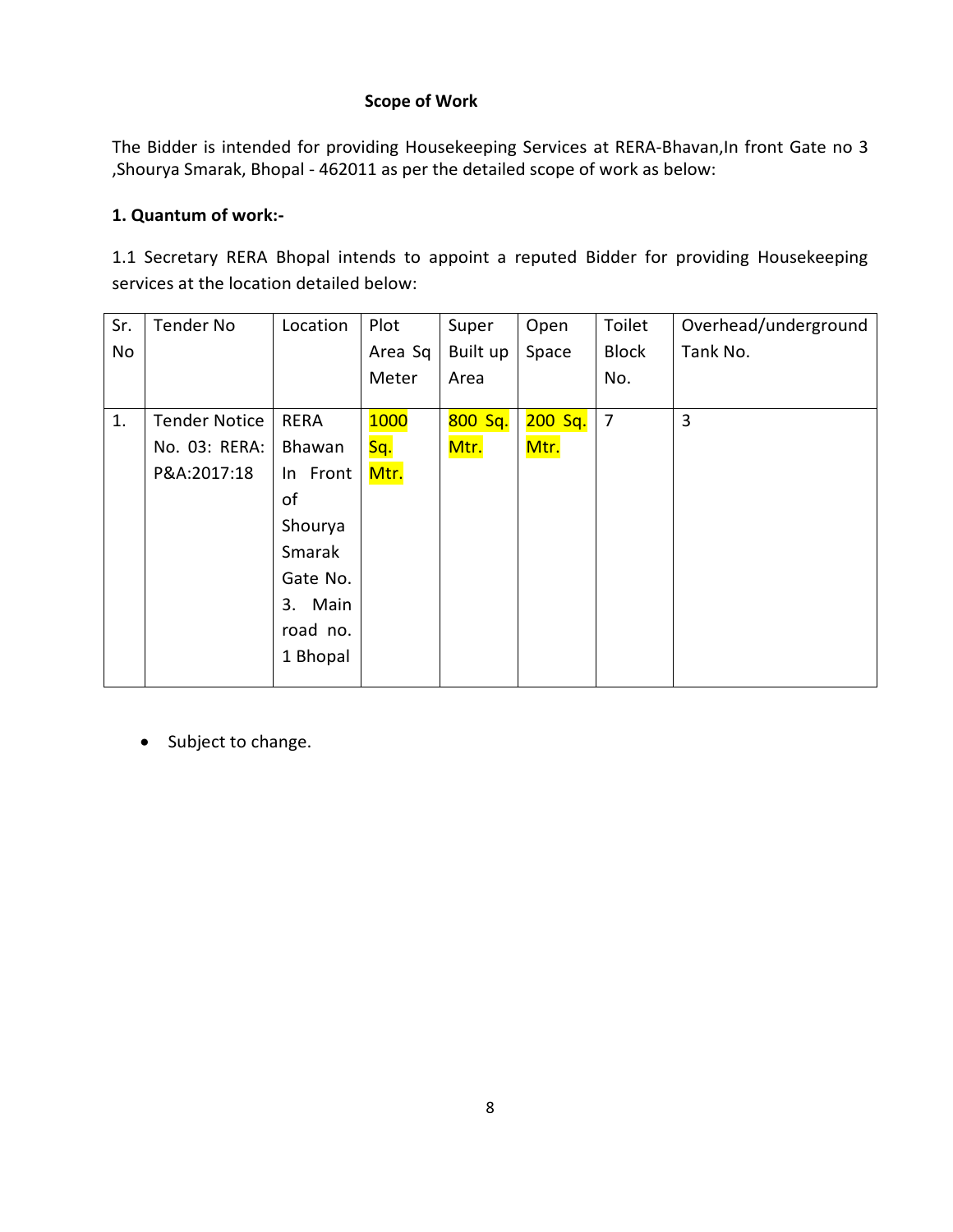**Scope of Work**

The Bidder is intended for providing Housekeeping Services at RERA-Bhavan,In front Gate no 3 ,Shourya Smarak, Bhopal - 462011 as per the detailed scope of work as below:

**1. Quantum of work:-**

1.1 Secretary RERA Bhopal intends to appoint a reputed Bidder for providing Housekeeping services at the location detailed below:

| Sr. No | Tender No | Location | Plot Area Sq Meter | Super Built up Area | Open Space | Toilet Block No. | Overhead/underground Tank No. |
|---|---|---|---|---|---|---|---|
| 1. | Tender Notice No. 03: RERA: P&A:2017:18 | RERA Bhawan In Front of Shourya Smarak Gate No. 3. Main road no. 1 Bhopal | 1000 Sq. Mtr. | 800 Sq. Mtr. | 200 Sq. Mtr. | 7 | 3 |

- Subject to change.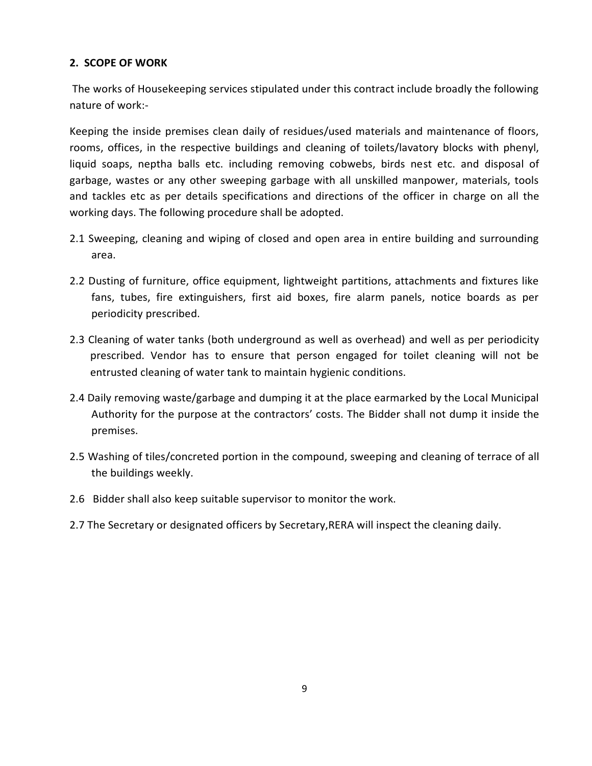## 2. SCOPE OF WORK

The works of Housekeeping services stipulated under this contract include broadly the following nature of work:-

Keeping the inside premises clean daily of residues/used materials and maintenance of floors, rooms, offices, in the respective buildings and cleaning of toilets/lavatory blocks with phenyl, liquid soaps, neptha balls etc. including removing cobwebs, birds nest etc. and disposal of garbage, wastes or any other sweeping garbage with all unskilled manpower, materials, tools and tackles etc as per details specifications and directions of the officer in charge on all the working days. The following procedure shall be adopted.

2.1 Sweeping, cleaning and wiping of closed and open area in entire building and surrounding area.

2.2 Dusting of furniture, office equipment, lightweight partitions, attachments and fixtures like fans, tubes, fire extinguishers, first aid boxes, fire alarm panels, notice boards as per periodicity prescribed.

2.3 Cleaning of water tanks (both underground as well as overhead) and well as per periodicity prescribed. Vendor has to ensure that person engaged for toilet cleaning will not be entrusted cleaning of water tank to maintain hygienic conditions.

2.4 Daily removing waste/garbage and dumping it at the place earmarked by the Local Municipal Authority for the purpose at the contractors' costs. The Bidder shall not dump it inside the premises.

2.5 Washing of tiles/concreted portion in the compound, sweeping and cleaning of terrace of all the buildings weekly.

2.6 Bidder shall also keep suitable supervisor to monitor the work.

2.7 The Secretary or designated officers by Secretary,RERA will inspect the cleaning daily.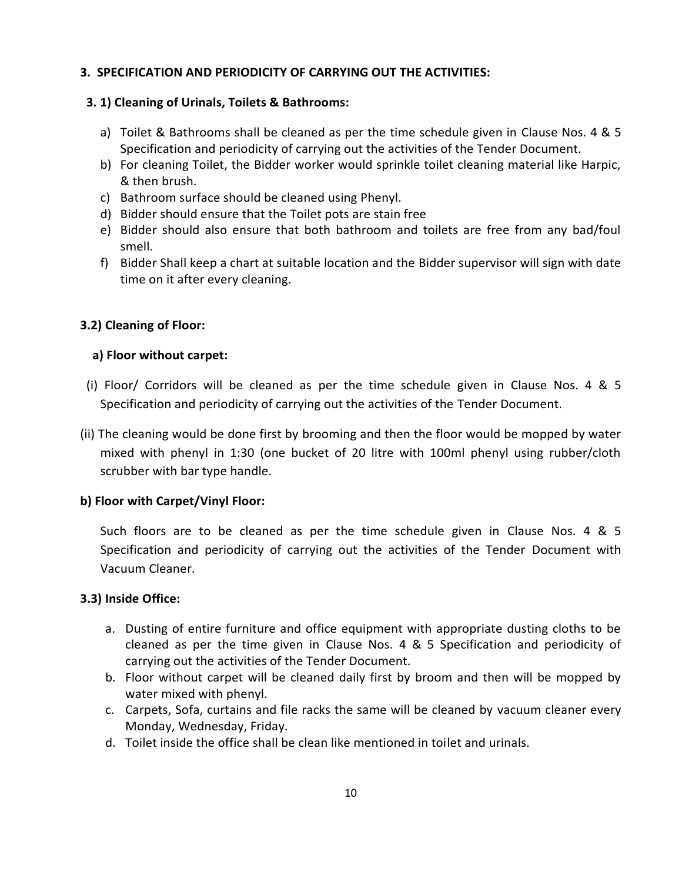### 3. SPECIFICATION AND PERIODICITY OF CARRYING OUT THE ACTIVITIES:

#### 3. 1) Cleaning of Urinals, Toilets & Bathrooms:

a) Toilet & Bathrooms shall be cleaned as per the time schedule given in Clause Nos. 4 & 5 Specification and periodicity of carrying out the activities of the Tender Document.
b) For cleaning Toilet, the Bidder worker would sprinkle toilet cleaning material like Harpic, & then brush.
c) Bathroom surface should be cleaned using Phenyl.
d) Bidder should ensure that the Toilet pots are stain free
e) Bidder should also ensure that both bathroom and toilets are free from any bad/foul smell.
f) Bidder Shall keep a chart at suitable location and the Bidder supervisor will sign with date time on it after every cleaning.

#### 3.2) Cleaning of Floor:

**a) Floor without carpet:**

(i) Floor/ Corridors will be cleaned as per the time schedule given in Clause Nos. 4 & 5 Specification and periodicity of carrying out the activities of the Tender Document.

(ii) The cleaning would be done first by brooming and then the floor would be mopped by water mixed with phenyl in 1:30 (one bucket of 20 litre with 100ml phenyl using rubber/cloth scrubber with bar type handle.

**b) Floor with Carpet/Vinyl Floor:**

Such floors are to be cleaned as per the time schedule given in Clause Nos. 4 & 5 Specification and periodicity of carrying out the activities of the Tender Document with Vacuum Cleaner.

#### 3.3) Inside Office:

a. Dusting of entire furniture and office equipment with appropriate dusting cloths to be cleaned as per the time given in Clause Nos. 4 & 5 Specification and periodicity of carrying out the activities of the Tender Document.
b. Floor without carpet will be cleaned daily first by broom and then will be mopped by water mixed with phenyl.
c. Carpets, Sofa, curtains and file racks the same will be cleaned by vacuum cleaner every Monday, Wednesday, Friday.
d. Toilet inside the office shall be clean like mentioned in toilet and urinals.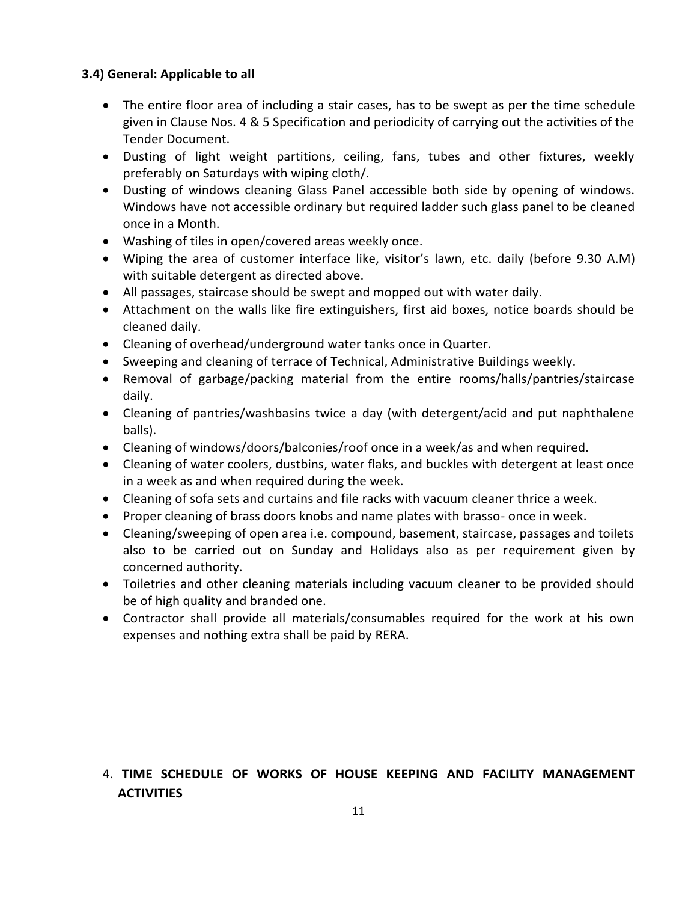### 3.4) General: Applicable to all

- The entire floor area of including a stair cases, has to be swept as per the time schedule given in Clause Nos. 4 & 5 Specification and periodicity of carrying out the activities of the Tender Document.
- Dusting of light weight partitions, ceiling, fans, tubes and other fixtures, weekly preferably on Saturdays with wiping cloth/.
- Dusting of windows cleaning Glass Panel accessible both side by opening of windows. Windows have not accessible ordinary but required ladder such glass panel to be cleaned once in a Month.
- Washing of tiles in open/covered areas weekly once.
- Wiping the area of customer interface like, visitor's lawn, etc. daily (before 9.30 A.M) with suitable detergent as directed above.
- All passages, staircase should be swept and mopped out with water daily.
- Attachment on the walls like fire extinguishers, first aid boxes, notice boards should be cleaned daily.
- Cleaning of overhead/underground water tanks once in Quarter.
- Sweeping and cleaning of terrace of Technical, Administrative Buildings weekly.
- Removal of garbage/packing material from the entire rooms/halls/pantries/staircase daily.
- Cleaning of pantries/washbasins twice a day (with detergent/acid and put naphthalene balls).
- Cleaning of windows/doors/balconies/roof once in a week/as and when required.
- Cleaning of water coolers, dustbins, water flaks, and buckles with detergent at least once in a week as and when required during the week.
- Cleaning of sofa sets and curtains and file racks with vacuum cleaner thrice a week.
- Proper cleaning of brass doors knobs and name plates with brasso- once in week.
- Cleaning/sweeping of open area i.e. compound, basement, staircase, passages and toilets also to be carried out on Sunday and Holidays also as per requirement given by concerned authority.
- Toiletries and other cleaning materials including vacuum cleaner to be provided should be of high quality and branded one.
- Contractor shall provide all materials/consumables required for the work at his own expenses and nothing extra shall be paid by RERA.

4. **TIME SCHEDULE OF WORKS OF HOUSE KEEPING AND FACILITY MANAGEMENT ACTIVITIES**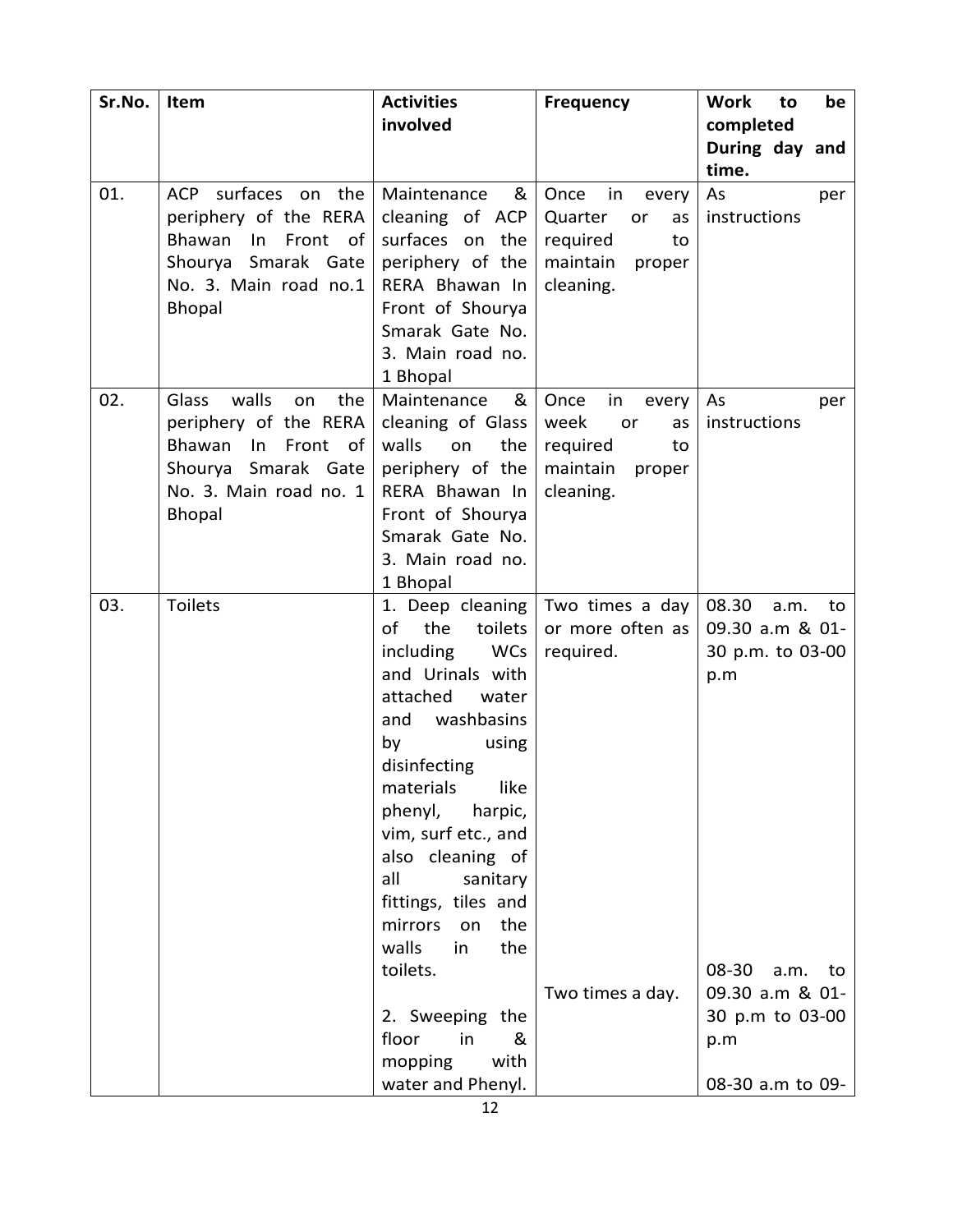| Sr.No. | Item | Activities involved | Frequency | Work to be completed During day and time. |
|---|---|---|---|---|
| 01. | ACP surfaces on the periphery of the RERA Bhawan In Front of Shourya Smarak Gate No. 3. Main road no.1 Bhopal | Maintenance & cleaning of ACP surfaces on the periphery of the RERA Bhawan In Front of Shourya Smarak Gate No. 3. Main road no. 1 Bhopal | Once in every Quarter or as required to maintain proper cleaning. | As per instructions |
| 02. | Glass walls on the periphery of the RERA Bhawan In Front of Shourya Smarak Gate No. 3. Main road no. 1 Bhopal | Maintenance & cleaning of Glass walls on the periphery of the RERA Bhawan In Front of Shourya Smarak Gate No. 3. Main road no. 1 Bhopal | Once in every week or as required to maintain proper cleaning. | As per instructions |
| 03. | Toilets | 1. Deep cleaning of the toilets including WCs and Urinals with attached water and washbasins by using disinfecting materials like phenyl, harpic, vim, surf etc., and also cleaning of all sanitary fittings, tiles and mirrors on the walls in the toilets. | Two times a day or more often as required. | 08.30 a.m. to 09.30 a.m & 01-30 p.m. to 03-00 p.m |
| | | 2. Sweeping the floor in & mopping with water and Phenyl. | Two times a day. | 08-30 a.m. to 09.30 a.m & 01-30 p.m to 03-00 p.m<br><br>08-30 a.m to 09- |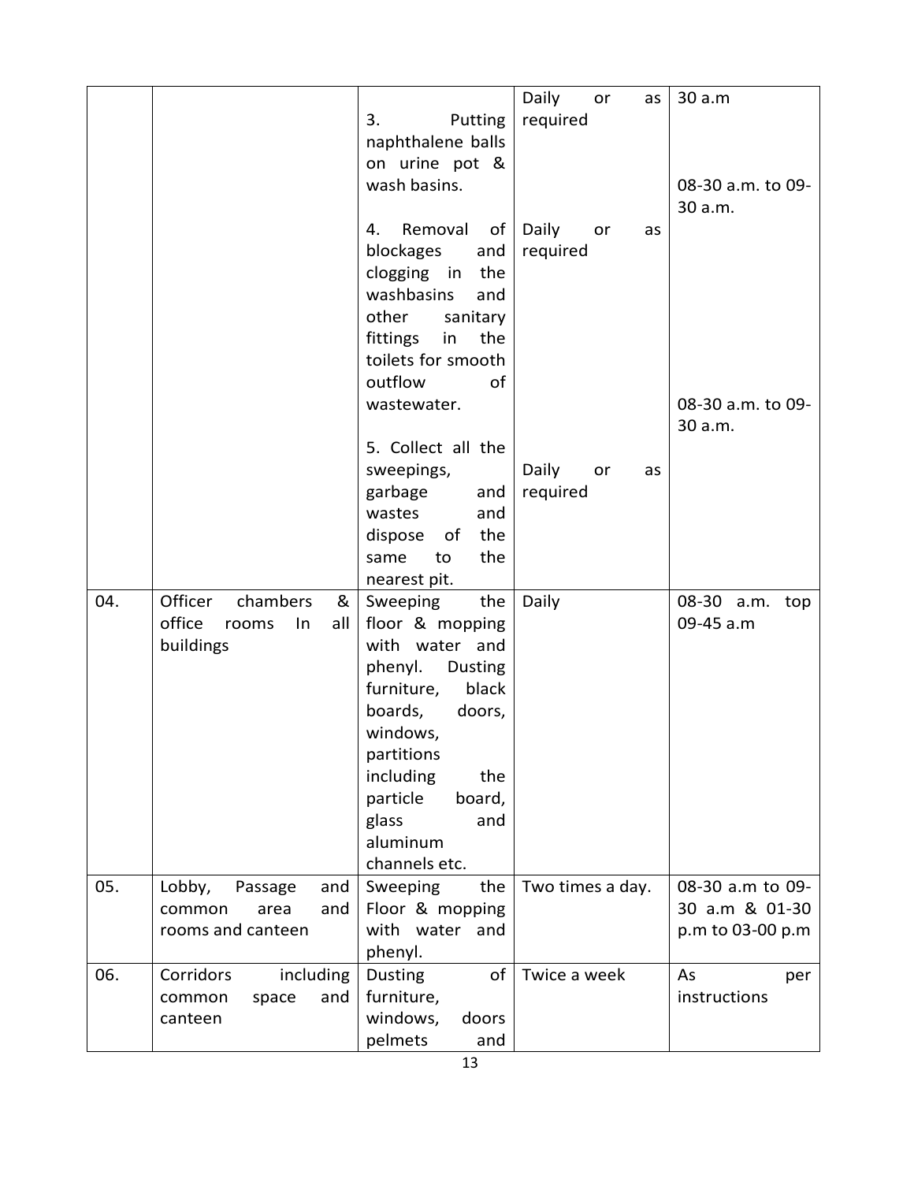| | | | | |
|---|---|---|---|---|
| | | 3. Putting naphthalene balls on urine pot & wash basins. | Daily or as required | 30 a.m<br><br>08-30 a.m. to 09-30 a.m. |
| | | 4. Removal of blockages and clogging in the washbasins and other sanitary fittings in the toilets for smooth outflow of wastewater. | Daily or as required | 08-30 a.m. to 09-30 a.m. |
| | | 5. Collect all the sweepings, garbage and wastes and dispose of the same to the nearest pit. | Daily or as required | |
| 04. | Officer chambers & office rooms In all buildings | Sweeping the floor & mopping with water and phenyl. Dusting furniture, black boards, doors, windows, partitions including the particle board, glass and aluminum channels etc. | Daily | 08-30 a.m. top 09-45 a.m |
| 05. | Lobby, Passage and common area and rooms and canteen | Sweeping the Floor & mopping with water and phenyl. | Two times a day. | 08-30 a.m to 09-30 a.m & 01-30 p.m to 03-00 p.m |
| 06. | Corridors including common space and canteen | Dusting of furniture, windows, doors pelmets and | Twice a week | As per instructions |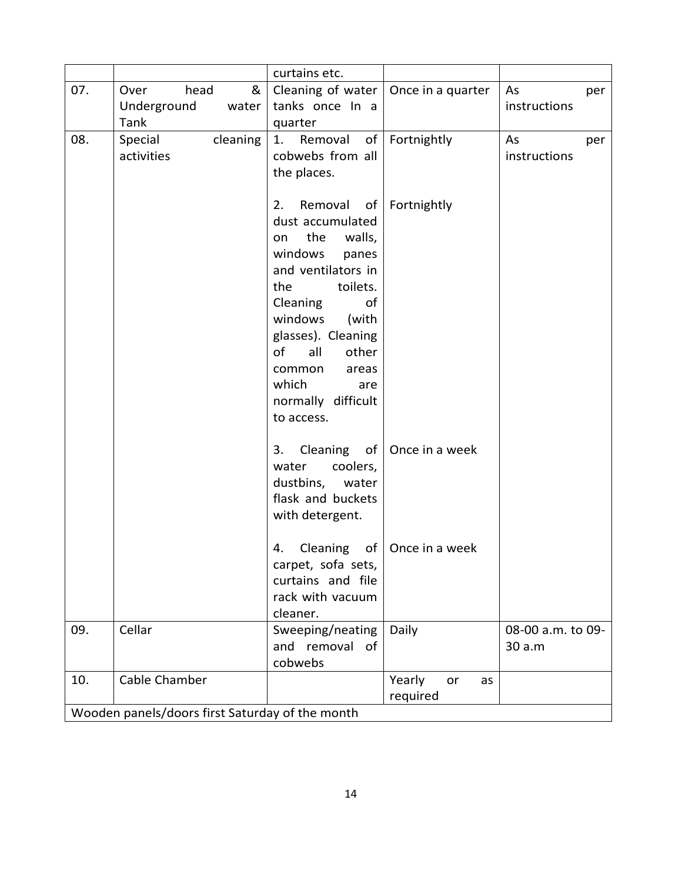| | | curtains etc. | | |
|---|---|---|---|---|
| 07. | Over head & Underground water Tank | Cleaning of water tanks once In a quarter | Once in a quarter | As per instructions |
| 08. | Special cleaning activities | 1. Removal of cobwebs from all the places. | Fortnightly | As per instructions |
| | | 2. Removal of dust accumulated on the walls, windows panes and ventilators in the toilets. Cleaning of windows (with glasses). Cleaning of all other common areas which are normally difficult to access. | Fortnightly | |
| | | 3. Cleaning of water coolers, dustbins, water flask and buckets with detergent. | Once in a week | |
| | | 4. Cleaning of carpet, sofa sets, curtains and file rack with vacuum cleaner. | Once in a week | |
| 09. | Cellar | Sweeping/neating and removal of cobwebs | Daily | 08-00 a.m. to 09-30 a.m |
| 10. | Cable Chamber | | Yearly or as required | |
| Wooden panels/doors first Saturday of the month | | | | |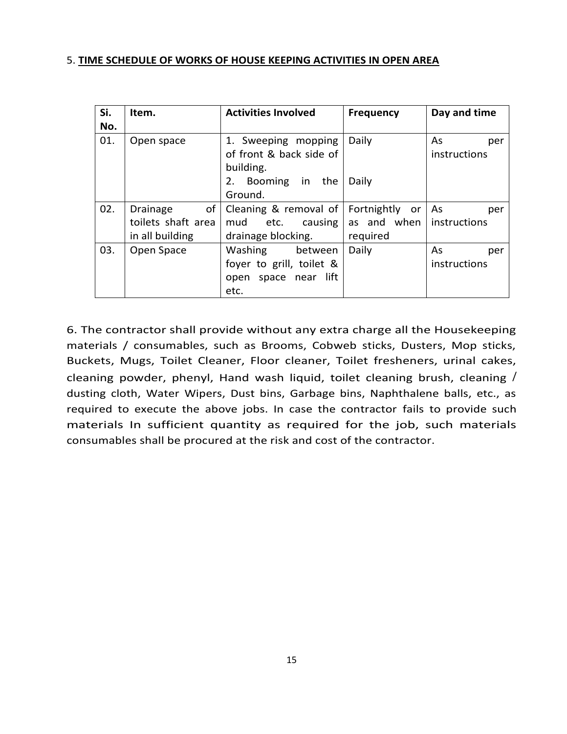5. **TIME SCHEDULE OF WORKS OF HOUSE KEEPING ACTIVITIES IN OPEN AREA**

| Si. No. | Item. | Activities Involved | Frequency | Day and time |
|---|---|---|---|---|
| 01. | Open space | 1. Sweeping mopping of front & back side of building.<br>2. Booming in the Ground. | Daily<br><br>Daily | As per instructions |
| 02. | Drainage of toilets shaft area in all building | Cleaning & removal of mud etc. causing drainage blocking. | Fortnightly or as and when required | As per instructions |
| 03. | Open Space | Washing between foyer to grill, toilet & open space near lift etc. | Daily | As per instructions |

6. The contractor shall provide without any extra charge all the Housekeeping materials / consumables, such as Brooms, Cobweb sticks, Dusters, Mop sticks, Buckets, Mugs, Toilet Cleaner, Floor cleaner, Toilet fresheners, urinal cakes, cleaning powder, phenyl, Hand wash liquid, toilet cleaning brush, cleaning / dusting cloth, Water Wipers, Dust bins, Garbage bins, Naphthalene balls, etc., as required to execute the above jobs. In case the contractor fails to provide such materials In sufficient quantity as required for the job, such materials consumables shall be procured at the risk and cost of the contractor.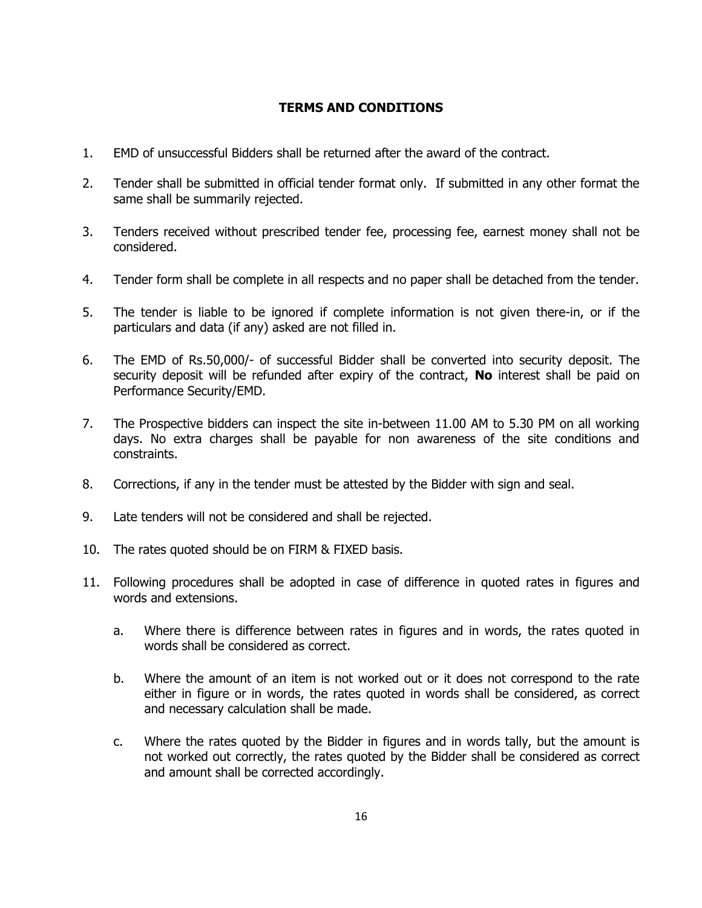## TERMS AND CONDITIONS

1. EMD of unsuccessful Bidders shall be returned after the award of the contract.

2. Tender shall be submitted in official tender format only. If submitted in any other format the same shall be summarily rejected.

3. Tenders received without prescribed tender fee, processing fee, earnest money shall not be considered.

4. Tender form shall be complete in all respects and no paper shall be detached from the tender.

5. The tender is liable to be ignored if complete information is not given there-in, or if the particulars and data (if any) asked are not filled in.

6. The EMD of Rs.50,000/- of successful Bidder shall be converted into security deposit. The security deposit will be refunded after expiry of the contract, **No** interest shall be paid on Performance Security/EMD.

7. The Prospective bidders can inspect the site in-between 11.00 AM to 5.30 PM on all working days. No extra charges shall be payable for non awareness of the site conditions and constraints.

8. Corrections, if any in the tender must be attested by the Bidder with sign and seal.

9. Late tenders will not be considered and shall be rejected.

10. The rates quoted should be on FIRM & FIXED basis.

11. Following procedures shall be adopted in case of difference in quoted rates in figures and words and extensions.

    a. Where there is difference between rates in figures and in words, the rates quoted in words shall be considered as correct.

    b. Where the amount of an item is not worked out or it does not correspond to the rate either in figure or in words, the rates quoted in words shall be considered, as correct and necessary calculation shall be made.

    c. Where the rates quoted by the Bidder in figures and in words tally, but the amount is not worked out correctly, the rates quoted by the Bidder shall be considered as correct and amount shall be corrected accordingly.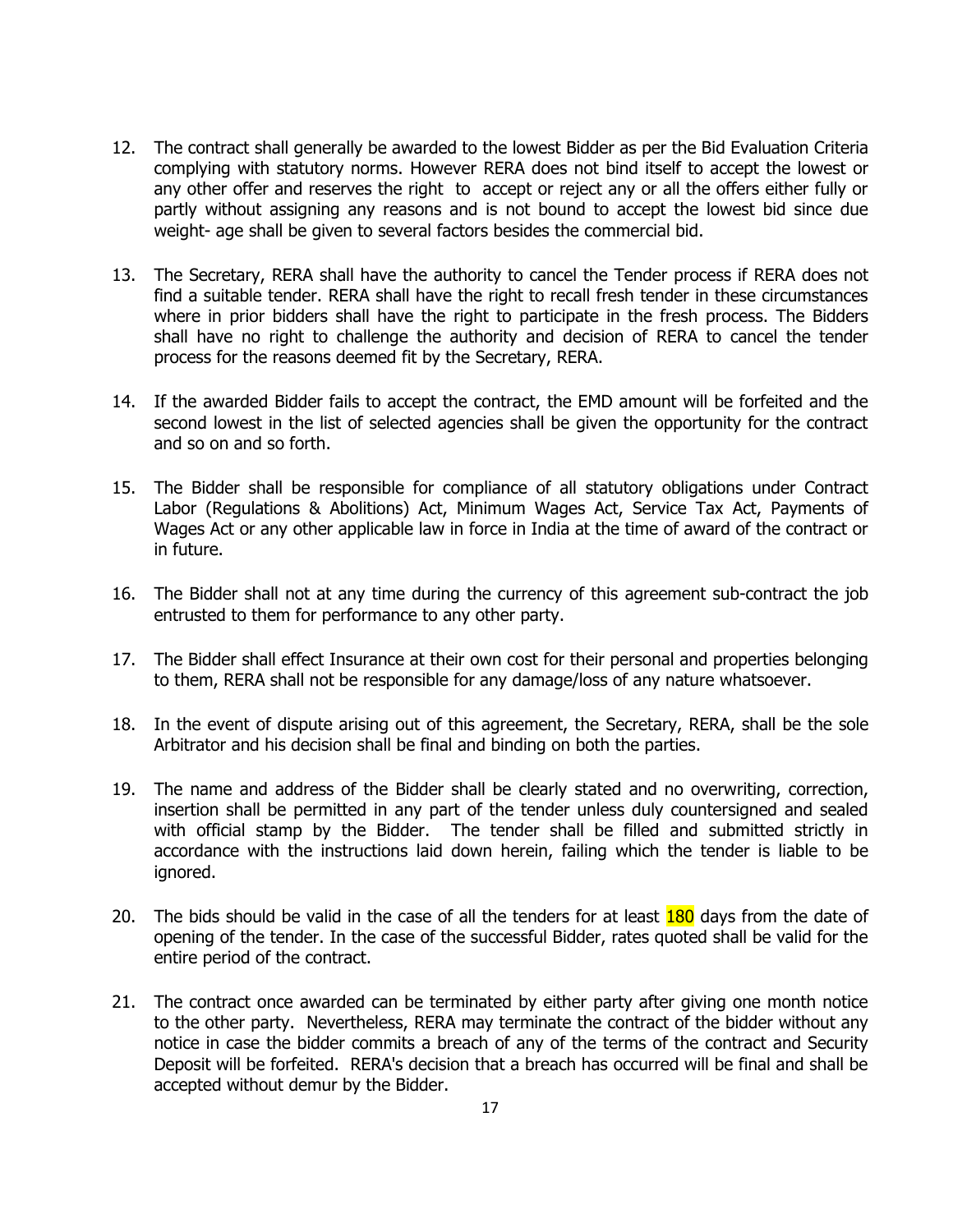12. The contract shall generally be awarded to the lowest Bidder as per the Bid Evaluation Criteria complying with statutory norms. However RERA does not bind itself to accept the lowest or any other offer and reserves the right to accept or reject any or all the offers either fully or partly without assigning any reasons and is not bound to accept the lowest bid since due weight- age shall be given to several factors besides the commercial bid.

13. The Secretary, RERA shall have the authority to cancel the Tender process if RERA does not find a suitable tender. RERA shall have the right to recall fresh tender in these circumstances where in prior bidders shall have the right to participate in the fresh process. The Bidders shall have no right to challenge the authority and decision of RERA to cancel the tender process for the reasons deemed fit by the Secretary, RERA.

14. If the awarded Bidder fails to accept the contract, the EMD amount will be forfeited and the second lowest in the list of selected agencies shall be given the opportunity for the contract and so on and so forth.

15. The Bidder shall be responsible for compliance of all statutory obligations under Contract Labor (Regulations & Abolitions) Act, Minimum Wages Act, Service Tax Act, Payments of Wages Act or any other applicable law in force in India at the time of award of the contract or in future.

16. The Bidder shall not at any time during the currency of this agreement sub-contract the job entrusted to them for performance to any other party.

17. The Bidder shall effect Insurance at their own cost for their personal and properties belonging to them, RERA shall not be responsible for any damage/loss of any nature whatsoever.

18. In the event of dispute arising out of this agreement, the Secretary, RERA, shall be the sole Arbitrator and his decision shall be final and binding on both the parties.

19. The name and address of the Bidder shall be clearly stated and no overwriting, correction, insertion shall be permitted in any part of the tender unless duly countersigned and sealed with official stamp by the Bidder. The tender shall be filled and submitted strictly in accordance with the instructions laid down herein, failing which the tender is liable to be ignored.

20. The bids should be valid in the case of all the tenders for at least 180 days from the date of opening of the tender. In the case of the successful Bidder, rates quoted shall be valid for the entire period of the contract.

21. The contract once awarded can be terminated by either party after giving one month notice to the other party. Nevertheless, RERA may terminate the contract of the bidder without any notice in case the bidder commits a breach of any of the terms of the contract and Security Deposit will be forfeited. RERA's decision that a breach has occurred will be final and shall be accepted without demur by the Bidder.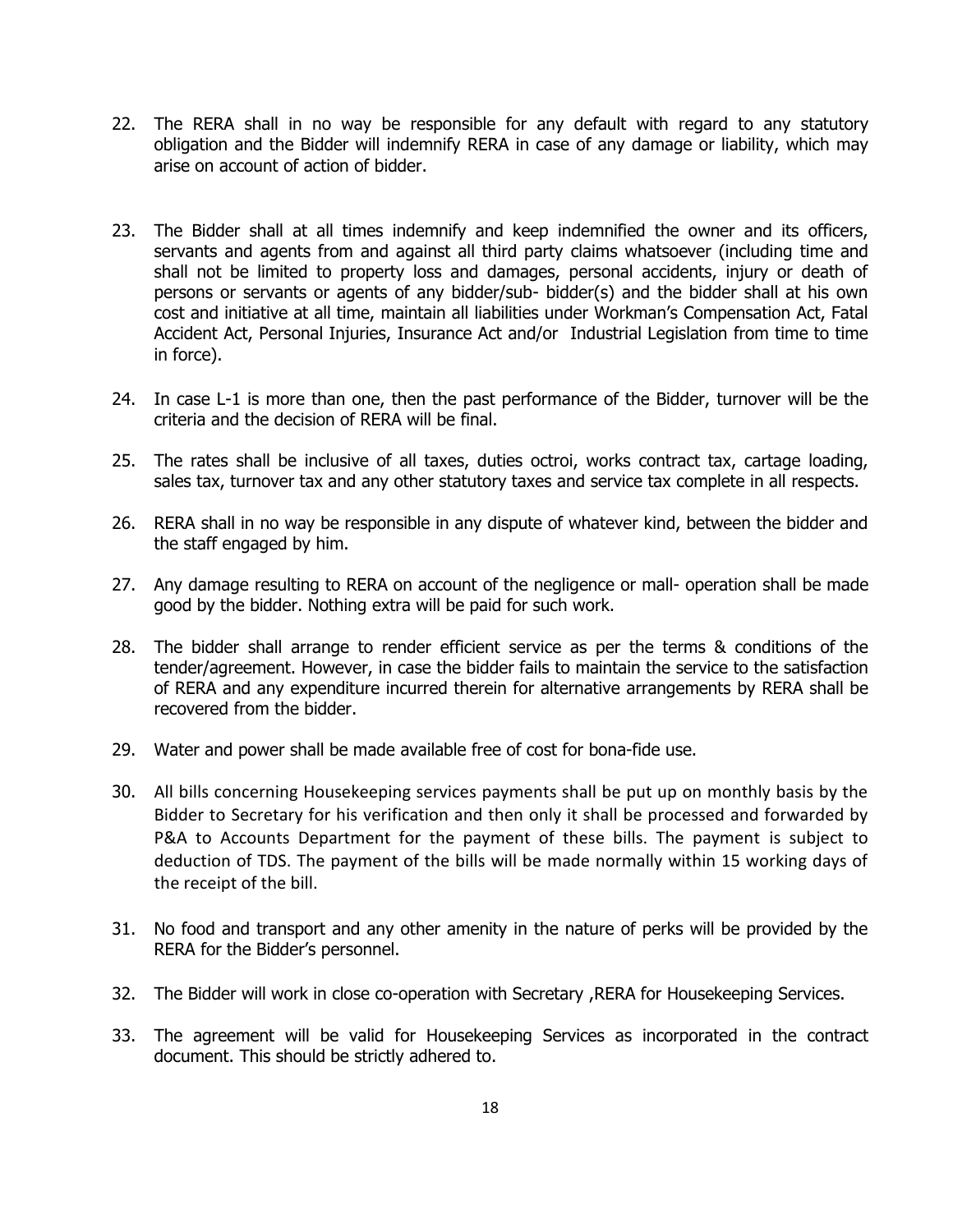22. The RERA shall in no way be responsible for any default with regard to any statutory obligation and the Bidder will indemnify RERA in case of any damage or liability, which may arise on account of action of bidder.

23. The Bidder shall at all times indemnify and keep indemnified the owner and its officers, servants and agents from and against all third party claims whatsoever (including time and shall not be limited to property loss and damages, personal accidents, injury or death of persons or servants or agents of any bidder/sub- bidder(s) and the bidder shall at his own cost and initiative at all time, maintain all liabilities under Workman's Compensation Act, Fatal Accident Act, Personal Injuries, Insurance Act and/or Industrial Legislation from time to time in force).

24. In case L-1 is more than one, then the past performance of the Bidder, turnover will be the criteria and the decision of RERA will be final.

25. The rates shall be inclusive of all taxes, duties octroi, works contract tax, cartage loading, sales tax, turnover tax and any other statutory taxes and service tax complete in all respects.

26. RERA shall in no way be responsible in any dispute of whatever kind, between the bidder and the staff engaged by him.

27. Any damage resulting to RERA on account of the negligence or mall- operation shall be made good by the bidder. Nothing extra will be paid for such work.

28. The bidder shall arrange to render efficient service as per the terms & conditions of the tender/agreement. However, in case the bidder fails to maintain the service to the satisfaction of RERA and any expenditure incurred therein for alternative arrangements by RERA shall be recovered from the bidder.

29. Water and power shall be made available free of cost for bona-fide use.

30. All bills concerning Housekeeping services payments shall be put up on monthly basis by the Bidder to Secretary for his verification and then only it shall be processed and forwarded by P&A to Accounts Department for the payment of these bills. The payment is subject to deduction of TDS. The payment of the bills will be made normally within 15 working days of the receipt of the bill.

31. No food and transport and any other amenity in the nature of perks will be provided by the RERA for the Bidder's personnel.

32. The Bidder will work in close co-operation with Secretary ,RERA for Housekeeping Services.

33. The agreement will be valid for Housekeeping Services as incorporated in the contract document. This should be strictly adhered to.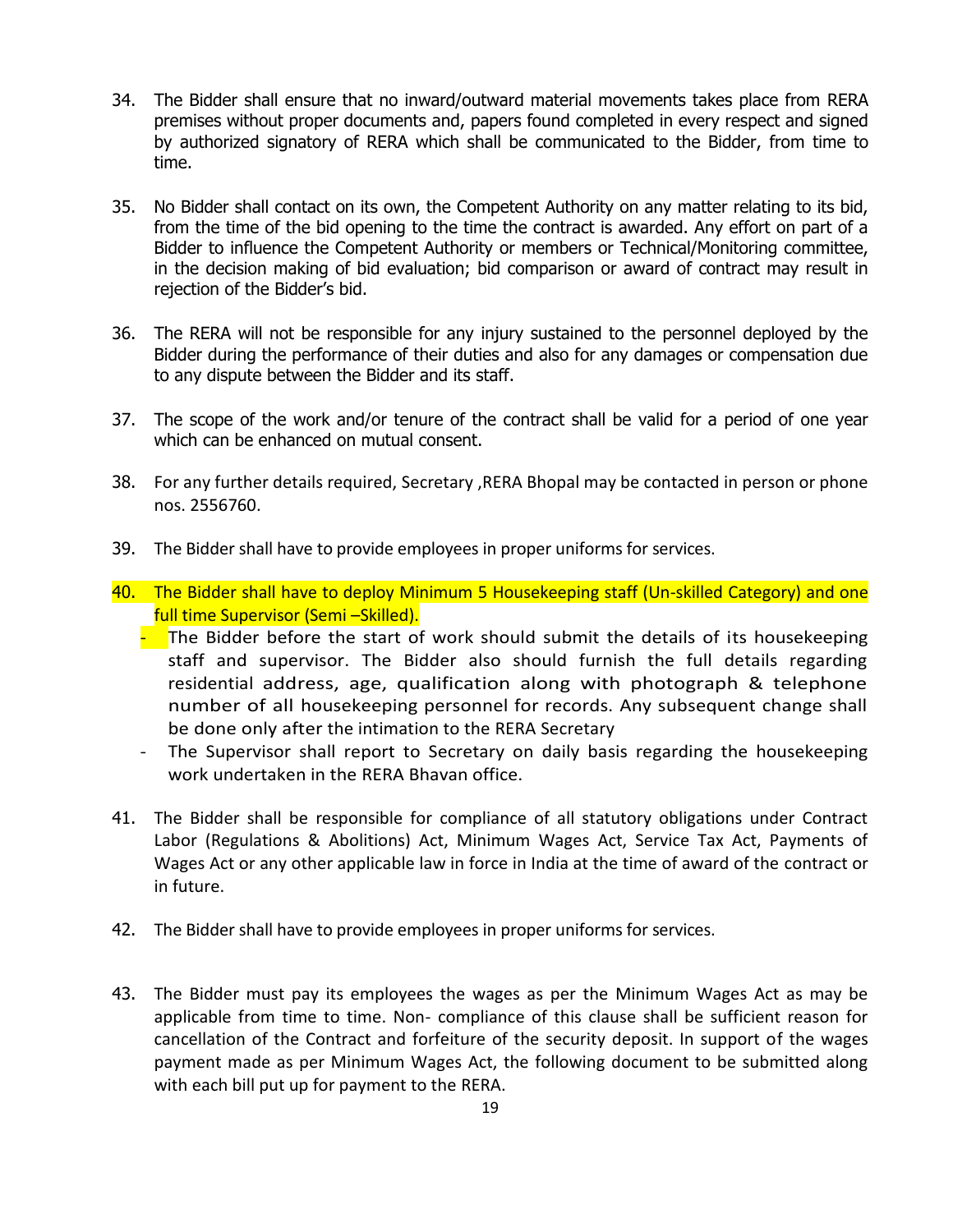34. The Bidder shall ensure that no inward/outward material movements takes place from RERA premises without proper documents and, papers found completed in every respect and signed by authorized signatory of RERA which shall be communicated to the Bidder, from time to time.

35. No Bidder shall contact on its own, the Competent Authority on any matter relating to its bid, from the time of the bid opening to the time the contract is awarded. Any effort on part of a Bidder to influence the Competent Authority or members or Technical/Monitoring committee, in the decision making of bid evaluation; bid comparison or award of contract may result in rejection of the Bidder's bid.

36. The RERA will not be responsible for any injury sustained to the personnel deployed by the Bidder during the performance of their duties and also for any damages or compensation due to any dispute between the Bidder and its staff.

37. The scope of the work and/or tenure of the contract shall be valid for a period of one year which can be enhanced on mutual consent.

38. For any further details required, Secretary ,RERA Bhopal may be contacted in person or phone nos. 2556760.

39. The Bidder shall have to provide employees in proper uniforms for services.

40. The Bidder shall have to deploy Minimum 5 Housekeeping staff (Un-skilled Category) and one full time Supervisor (Semi –Skilled).
    - The Bidder before the start of work should submit the details of its housekeeping staff and supervisor. The Bidder also should furnish the full details regarding residential address, age, qualification along with photograph & telephone number of all housekeeping personnel for records. Any subsequent change shall be done only after the intimation to the RERA Secretary
    - The Supervisor shall report to Secretary on daily basis regarding the housekeeping work undertaken in the RERA Bhavan office.

41. The Bidder shall be responsible for compliance of all statutory obligations under Contract Labor (Regulations & Abolitions) Act, Minimum Wages Act, Service Tax Act, Payments of Wages Act or any other applicable law in force in India at the time of award of the contract or in future.

42. The Bidder shall have to provide employees in proper uniforms for services.

43. The Bidder must pay its employees the wages as per the Minimum Wages Act as may be applicable from time to time. Non- compliance of this clause shall be sufficient reason for cancellation of the Contract and forfeiture of the security deposit. In support of the wages payment made as per Minimum Wages Act, the following document to be submitted along with each bill put up for payment to the RERA.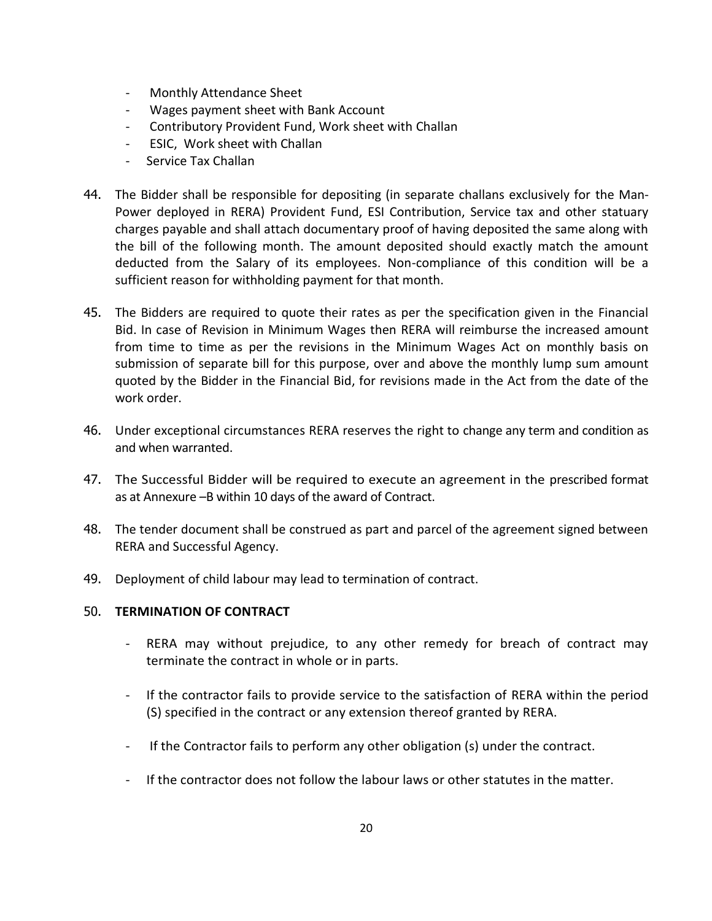- Monthly Attendance Sheet
- Wages payment sheet with Bank Account
- Contributory Provident Fund, Work sheet with Challan
- ESIC, Work sheet with Challan
- Service Tax Challan

44. The Bidder shall be responsible for depositing (in separate challans exclusively for the Man-Power deployed in RERA) Provident Fund, ESI Contribution, Service tax and other statuary charges payable and shall attach documentary proof of having deposited the same along with the bill of the following month. The amount deposited should exactly match the amount deducted from the Salary of its employees. Non-compliance of this condition will be a sufficient reason for withholding payment for that month.

45. The Bidders are required to quote their rates as per the specification given in the Financial Bid. In case of Revision in Minimum Wages then RERA will reimburse the increased amount from time to time as per the revisions in the Minimum Wages Act on monthly basis on submission of separate bill for this purpose, over and above the monthly lump sum amount quoted by the Bidder in the Financial Bid, for revisions made in the Act from the date of the work order.

46. Under exceptional circumstances RERA reserves the right to change any term and condition as and when warranted.

47. The Successful Bidder will be required to execute an agreement in the prescribed format as at Annexure –B within 10 days of the award of Contract.

48. The tender document shall be construed as part and parcel of the agreement signed between RERA and Successful Agency.

49. Deployment of child labour may lead to termination of contract.

50. **TERMINATION OF CONTRACT**

    - RERA may without prejudice, to any other remedy for breach of contract may terminate the contract in whole or in parts.

    - If the contractor fails to provide service to the satisfaction of RERA within the period (S) specified in the contract or any extension thereof granted by RERA.

    - If the Contractor fails to perform any other obligation (s) under the contract.

    - If the contractor does not follow the labour laws or other statutes in the matter.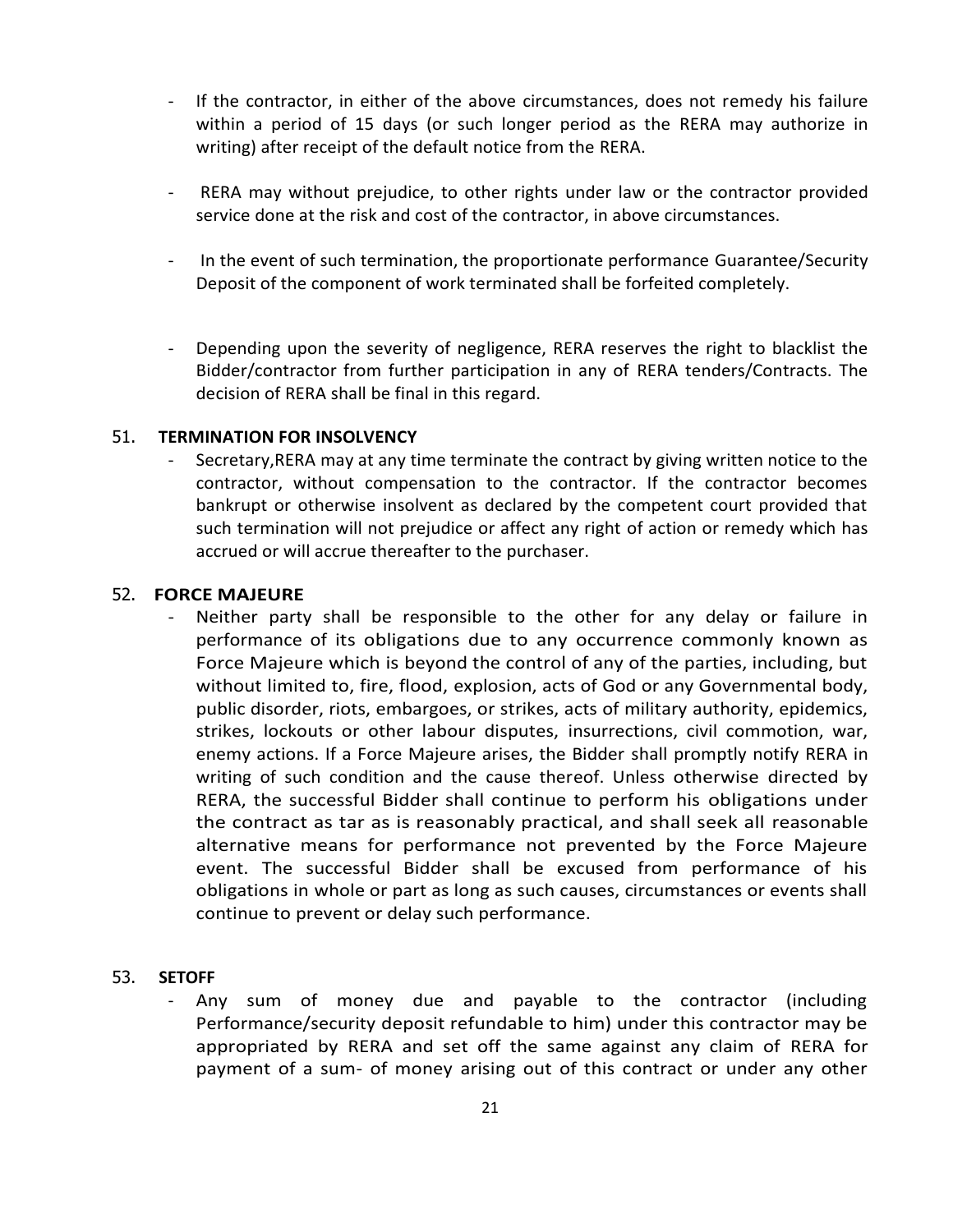- If the contractor, in either of the above circumstances, does not remedy his failure within a period of 15 days (or such longer period as the RERA may authorize in writing) after receipt of the default notice from the RERA.

- RERA may without prejudice, to other rights under law or the contractor provided service done at the risk and cost of the contractor, in above circumstances.

- In the event of such termination, the proportionate performance Guarantee/Security Deposit of the component of work terminated shall be forfeited completely.

- Depending upon the severity of negligence, RERA reserves the right to blacklist the Bidder/contractor from further participation in any of RERA tenders/Contracts. The decision of RERA shall be final in this regard.

51. **TERMINATION FOR INSOLVENCY**

- Secretary,RERA may at any time terminate the contract by giving written notice to the contractor, without compensation to the contractor. If the contractor becomes bankrupt or otherwise insolvent as declared by the competent court provided that such termination will not prejudice or affect any right of action or remedy which has accrued or will accrue thereafter to the purchaser.

52. **FORCE MAJEURE**

- Neither party shall be responsible to the other for any delay or failure in performance of its obligations due to any occurrence commonly known as Force Majeure which is beyond the control of any of the parties, including, but without limited to, fire, flood, explosion, acts of God or any Governmental body, public disorder, riots, embargoes, or strikes, acts of military authority, epidemics, strikes, lockouts or other labour disputes, insurrections, civil commotion, war, enemy actions. If a Force Majeure arises, the Bidder shall promptly notify RERA in writing of such condition and the cause thereof. Unless otherwise directed by RERA, the successful Bidder shall continue to perform his obligations under the contract as tar as is reasonably practical, and shall seek all reasonable alternative means for performance not prevented by the Force Majeure event. The successful Bidder shall be excused from performance of his obligations in whole or part as long as such causes, circumstances or events shall continue to prevent or delay such performance.

53. **SETOFF**

- Any sum of money due and payable to the contractor (including Performance/security deposit refundable to him) under this contractor may be appropriated by RERA and set off the same against any claim of RERA for payment of a sum- of money arising out of this contract or under any other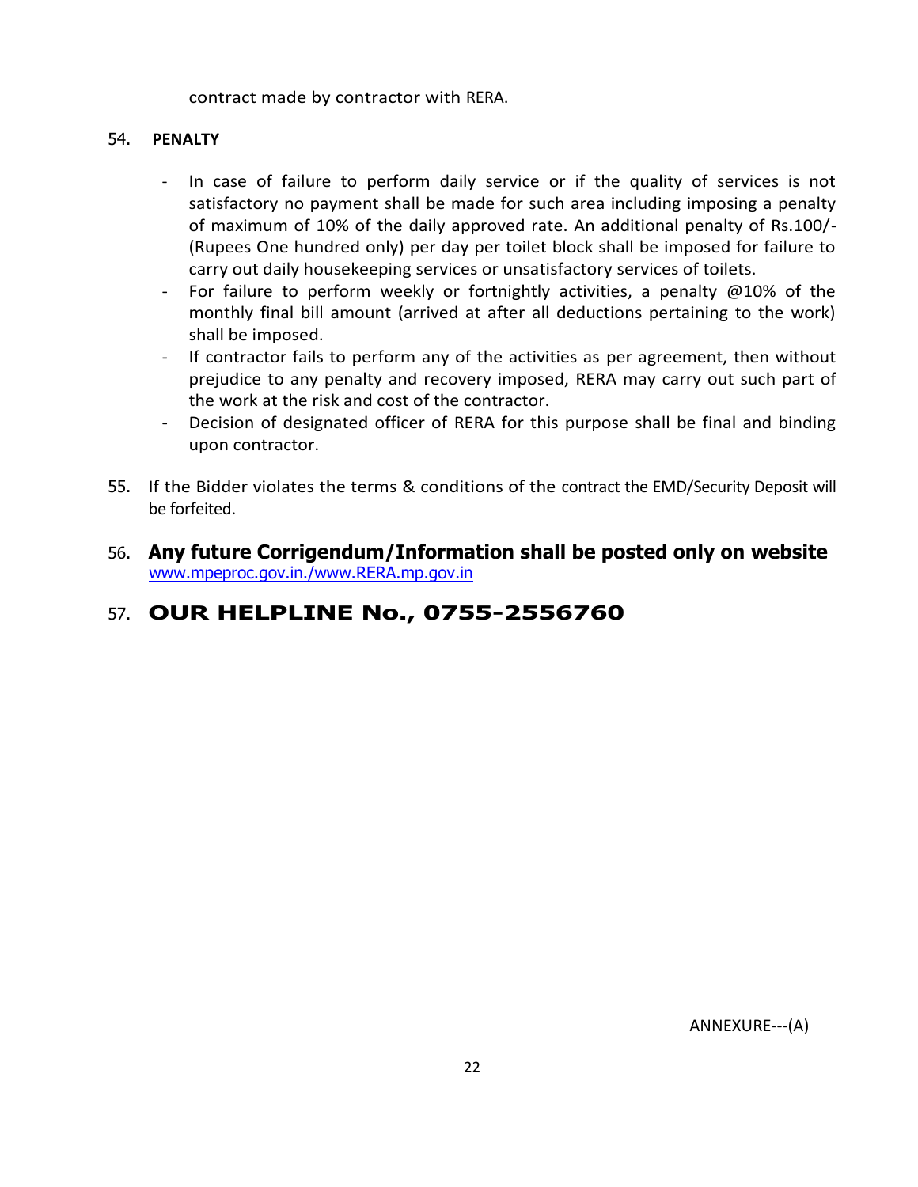contract made by contractor with RERA.

54. **PENALTY**

- In case of failure to perform daily service or if the quality of services is not satisfactory no payment shall be made for such area including imposing a penalty of maximum of 10% of the daily approved rate. An additional penalty of Rs.100/- (Rupees One hundred only) per day per toilet block shall be imposed for failure to carry out daily housekeeping services or unsatisfactory services of toilets.
- For failure to perform weekly or fortnightly activities, a penalty @10% of the monthly final bill amount (arrived at after all deductions pertaining to the work) shall be imposed.
- If contractor fails to perform any of the activities as per agreement, then without prejudice to any penalty and recovery imposed, RERA may carry out such part of the work at the risk and cost of the contractor.
- Decision of designated officer of RERA for this purpose shall be final and binding upon contractor.

55. If the Bidder violates the terms & conditions of the contract the EMD/Security Deposit will be forfeited.

56. **Any future Corrigendum/Information shall be posted only on website** www.mpeproc.gov.in./www.RERA.mp.gov.in

57. **OUR HELPLINE No., 0755-2556760**

ANNEXURE---(A)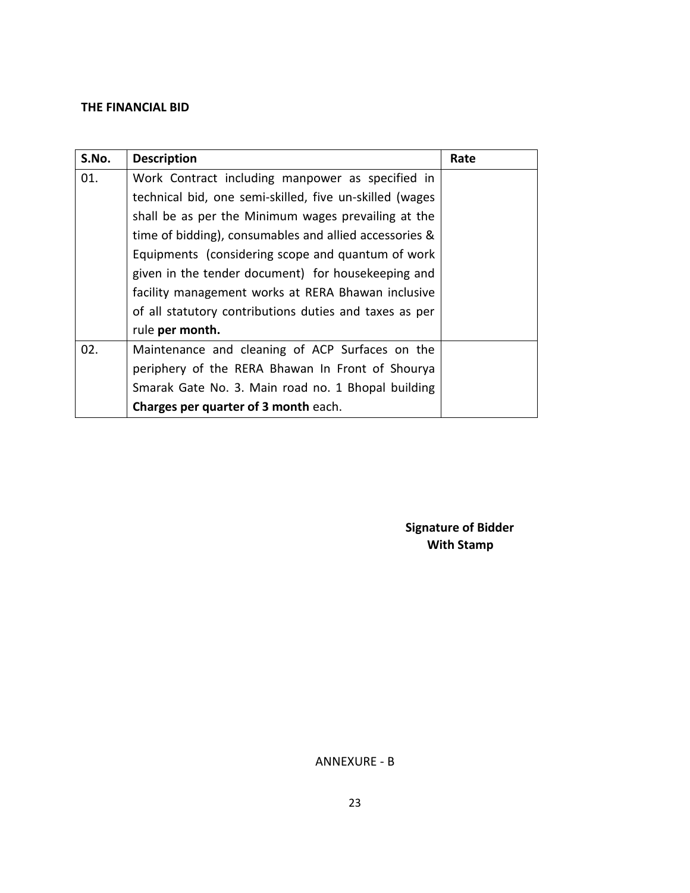**THE FINANCIAL BID**

| S.No. | Description | Rate |
|---|---|---|
| 01. | Work Contract including manpower as specified in technical bid, one semi-skilled, five un-skilled (wages shall be as per the Minimum wages prevailing at the time of bidding), consumables and allied accessories & Equipments (considering scope and quantum of work given in the tender document) for housekeeping and facility management works at RERA Bhawan inclusive of all statutory contributions duties and taxes as per rule **per month.** | |
| 02. | Maintenance and cleaning of ACP Surfaces on the periphery of the RERA Bhawan In Front of Shourya Smarak Gate No. 3. Main road no. 1 Bhopal building **Charges per quarter of 3 month** each. | |

**Signature of Bidder**
**With Stamp**

ANNEXURE - B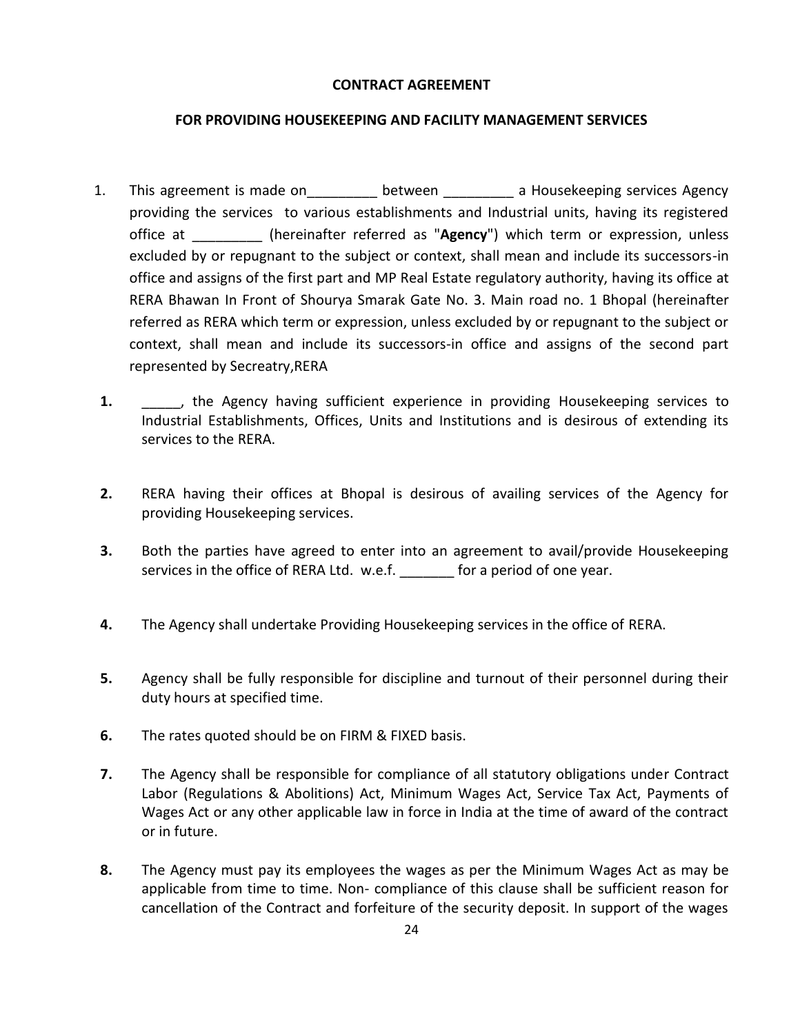**CONTRACT AGREEMENT**

**FOR PROVIDING HOUSEKEEPING AND FACILITY MANAGEMENT SERVICES**

1. This agreement is made on_________ between _________ a Housekeeping services Agency providing the services to various establishments and Industrial units, having its registered office at _________ (hereinafter referred as "**Agency**") which term or expression, unless excluded by or repugnant to the subject or context, shall mean and include its successors-in office and assigns of the first part and MP Real Estate regulatory authority, having its office at RERA Bhawan In Front of Shourya Smarak Gate No. 3. Main road no. 1 Bhopal (hereinafter referred as RERA which term or expression, unless excluded by or repugnant to the subject or context, shall mean and include its successors-in office and assigns of the second part represented by Secreatry,RERA

**1.** _____, the Agency having sufficient experience in providing Housekeeping services to Industrial Establishments, Offices, Units and Institutions and is desirous of extending its services to the RERA.

**2.** RERA having their offices at Bhopal is desirous of availing services of the Agency for providing Housekeeping services.

**3.** Both the parties have agreed to enter into an agreement to avail/provide Housekeeping services in the office of RERA Ltd. w.e.f. _______ for a period of one year.

**4.** The Agency shall undertake Providing Housekeeping services in the office of RERA.

**5.** Agency shall be fully responsible for discipline and turnout of their personnel during their duty hours at specified time.

**6.** The rates quoted should be on FIRM & FIXED basis.

**7.** The Agency shall be responsible for compliance of all statutory obligations under Contract Labor (Regulations & Abolitions) Act, Minimum Wages Act, Service Tax Act, Payments of Wages Act or any other applicable law in force in India at the time of award of the contract or in future.

**8.** The Agency must pay its employees the wages as per the Minimum Wages Act as may be applicable from time to time. Non- compliance of this clause shall be sufficient reason for cancellation of the Contract and forfeiture of the security deposit. In support of the wages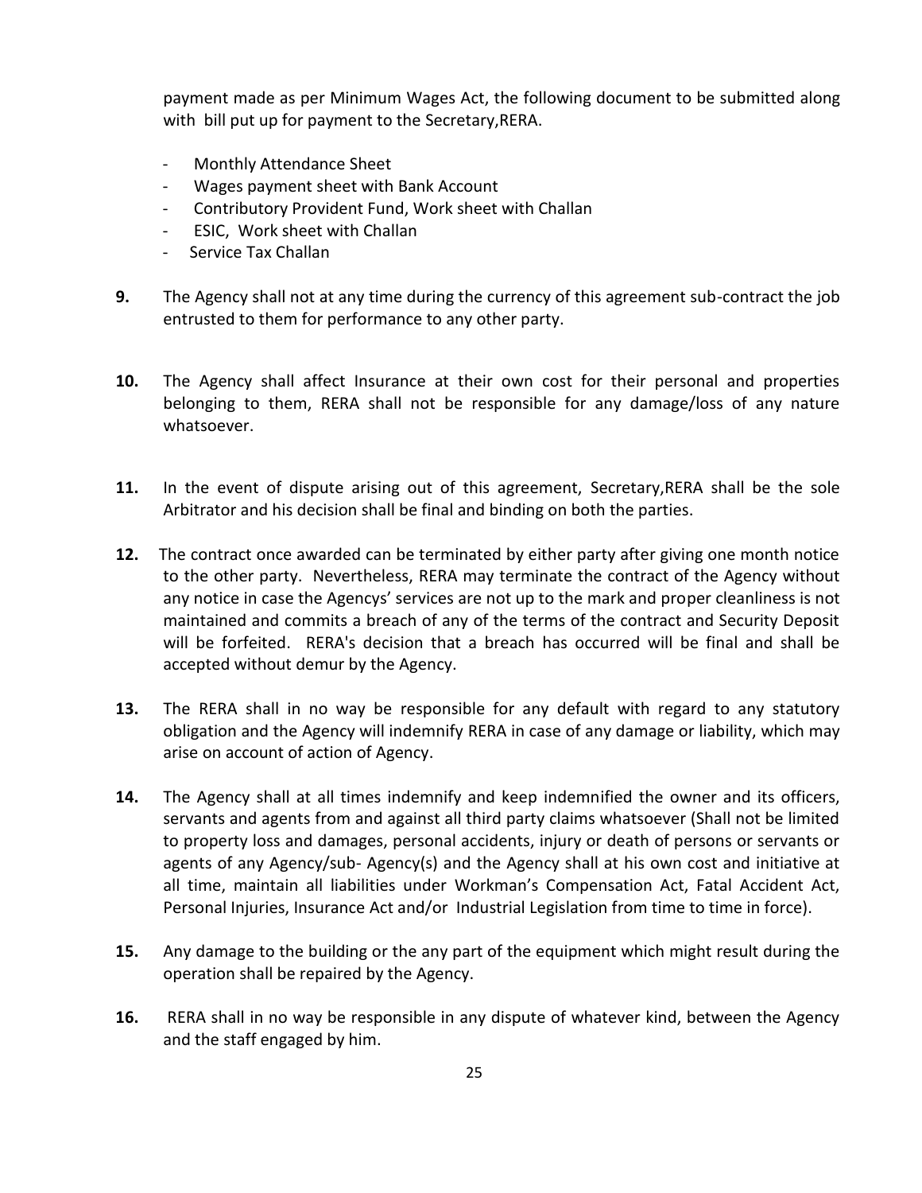payment made as per Minimum Wages Act, the following document to be submitted along with bill put up for payment to the Secretary,RERA.

- Monthly Attendance Sheet
- Wages payment sheet with Bank Account
- Contributory Provident Fund, Work sheet with Challan
- ESIC, Work sheet with Challan
- Service Tax Challan

**9.** The Agency shall not at any time during the currency of this agreement sub-contract the job entrusted to them for performance to any other party.

**10.** The Agency shall affect Insurance at their own cost for their personal and properties belonging to them, RERA shall not be responsible for any damage/loss of any nature whatsoever.

**11.** In the event of dispute arising out of this agreement, Secretary,RERA shall be the sole Arbitrator and his decision shall be final and binding on both the parties.

**12.** The contract once awarded can be terminated by either party after giving one month notice to the other party. Nevertheless, RERA may terminate the contract of the Agency without any notice in case the Agencys' services are not up to the mark and proper cleanliness is not maintained and commits a breach of any of the terms of the contract and Security Deposit will be forfeited. RERA's decision that a breach has occurred will be final and shall be accepted without demur by the Agency.

**13.** The RERA shall in no way be responsible for any default with regard to any statutory obligation and the Agency will indemnify RERA in case of any damage or liability, which may arise on account of action of Agency.

**14.** The Agency shall at all times indemnify and keep indemnified the owner and its officers, servants and agents from and against all third party claims whatsoever (Shall not be limited to property loss and damages, personal accidents, injury or death of persons or servants or agents of any Agency/sub- Agency(s) and the Agency shall at his own cost and initiative at all time, maintain all liabilities under Workman's Compensation Act, Fatal Accident Act, Personal Injuries, Insurance Act and/or Industrial Legislation from time to time in force).

**15.** Any damage to the building or the any part of the equipment which might result during the operation shall be repaired by the Agency.

**16.** RERA shall in no way be responsible in any dispute of whatever kind, between the Agency and the staff engaged by him.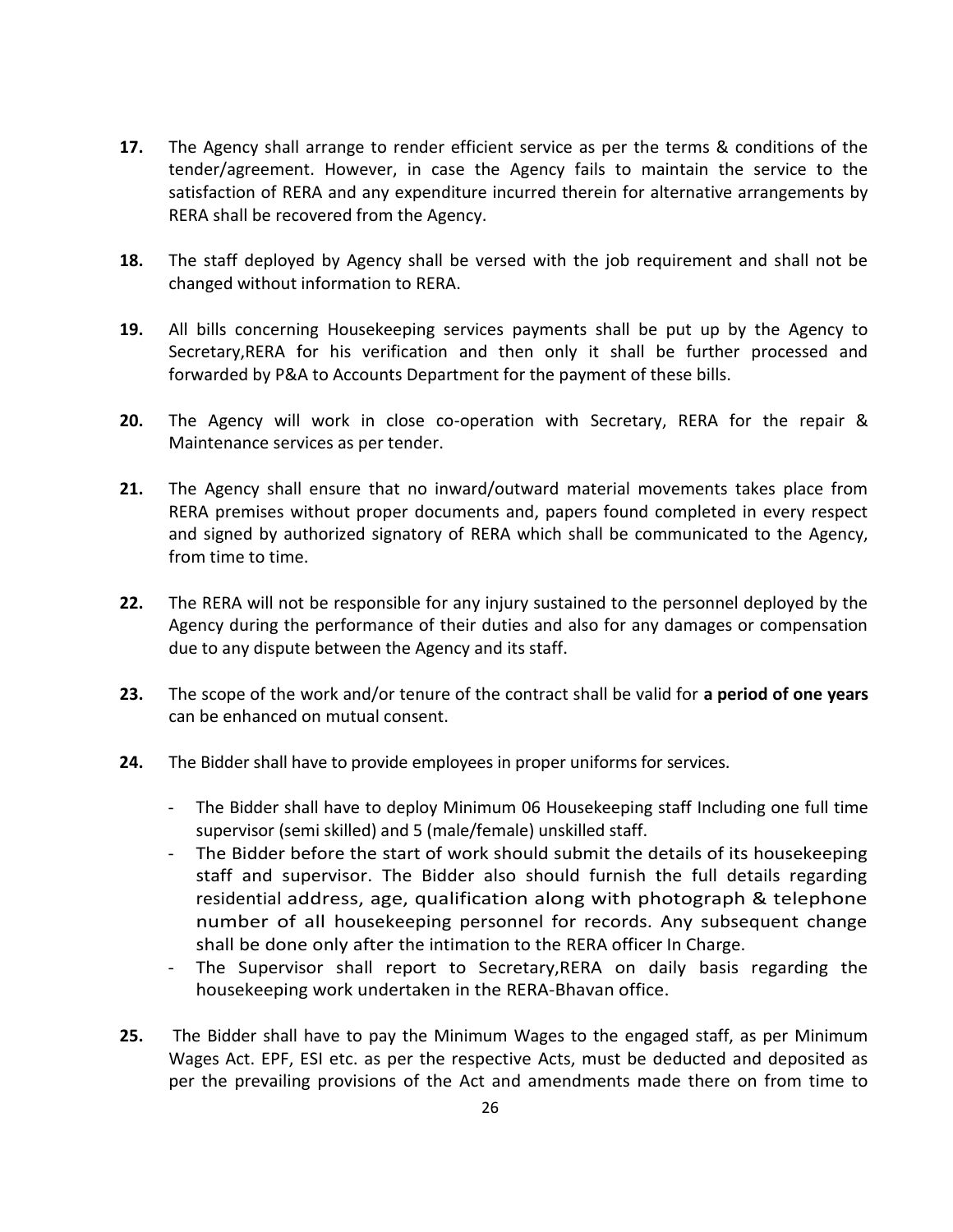**17.** The Agency shall arrange to render efficient service as per the terms & conditions of the tender/agreement. However, in case the Agency fails to maintain the service to the satisfaction of RERA and any expenditure incurred therein for alternative arrangements by RERA shall be recovered from the Agency.

**18.** The staff deployed by Agency shall be versed with the job requirement and shall not be changed without information to RERA.

**19.** All bills concerning Housekeeping services payments shall be put up by the Agency to Secretary,RERA for his verification and then only it shall be further processed and forwarded by P&A to Accounts Department for the payment of these bills.

**20.** The Agency will work in close co-operation with Secretary, RERA for the repair & Maintenance services as per tender.

**21.** The Agency shall ensure that no inward/outward material movements takes place from RERA premises without proper documents and, papers found completed in every respect and signed by authorized signatory of RERA which shall be communicated to the Agency, from time to time.

**22.** The RERA will not be responsible for any injury sustained to the personnel deployed by the Agency during the performance of their duties and also for any damages or compensation due to any dispute between the Agency and its staff.

**23.** The scope of the work and/or tenure of the contract shall be valid for **a period of one years** can be enhanced on mutual consent.

**24.** The Bidder shall have to provide employees in proper uniforms for services.

- The Bidder shall have to deploy Minimum 06 Housekeeping staff Including one full time supervisor (semi skilled) and 5 (male/female) unskilled staff.
- The Bidder before the start of work should submit the details of its housekeeping staff and supervisor. The Bidder also should furnish the full details regarding residential address, age, qualification along with photograph & telephone number of all housekeeping personnel for records. Any subsequent change shall be done only after the intimation to the RERA officer In Charge.
- The Supervisor shall report to Secretary,RERA on daily basis regarding the housekeeping work undertaken in the RERA-Bhavan office.

**25.** The Bidder shall have to pay the Minimum Wages to the engaged staff, as per Minimum Wages Act. EPF, ESI etc. as per the respective Acts, must be deducted and deposited as per the prevailing provisions of the Act and amendments made there on from time to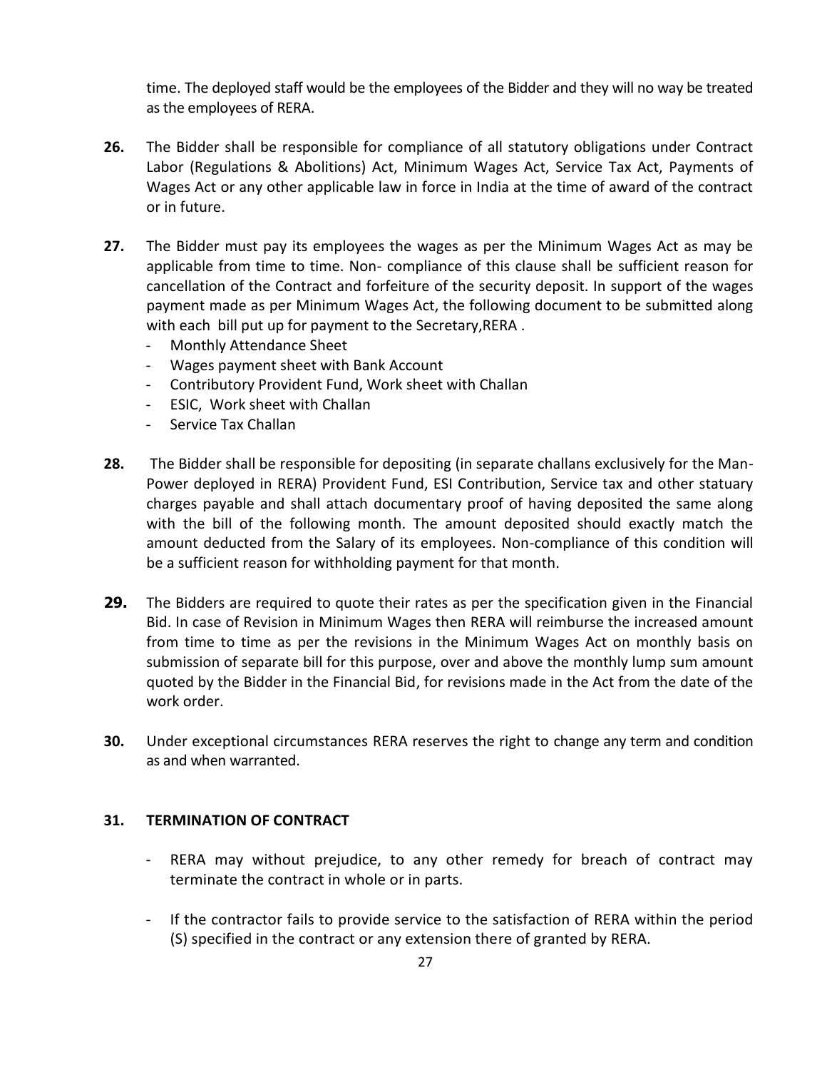time. The deployed staff would be the employees of the Bidder and they will no way be treated as the employees of RERA.

**26.** The Bidder shall be responsible for compliance of all statutory obligations under Contract Labor (Regulations & Abolitions) Act, Minimum Wages Act, Service Tax Act, Payments of Wages Act or any other applicable law in force in India at the time of award of the contract or in future.

**27.** The Bidder must pay its employees the wages as per the Minimum Wages Act as may be applicable from time to time. Non- compliance of this clause shall be sufficient reason for cancellation of the Contract and forfeiture of the security deposit. In support of the wages payment made as per Minimum Wages Act, the following document to be submitted along with each bill put up for payment to the Secretary,RERA .

- Monthly Attendance Sheet
- Wages payment sheet with Bank Account
- Contributory Provident Fund, Work sheet with Challan
- ESIC, Work sheet with Challan
- Service Tax Challan

**28.** The Bidder shall be responsible for depositing (in separate challans exclusively for the Man-Power deployed in RERA) Provident Fund, ESI Contribution, Service tax and other statuary charges payable and shall attach documentary proof of having deposited the same along with the bill of the following month. The amount deposited should exactly match the amount deducted from the Salary of its employees. Non-compliance of this condition will be a sufficient reason for withholding payment for that month.

**29.** The Bidders are required to quote their rates as per the specification given in the Financial Bid. In case of Revision in Minimum Wages then RERA will reimburse the increased amount from time to time as per the revisions in the Minimum Wages Act on monthly basis on submission of separate bill for this purpose, over and above the monthly lump sum amount quoted by the Bidder in the Financial Bid, for revisions made in the Act from the date of the work order.

**30.** Under exceptional circumstances RERA reserves the right to change any term and condition as and when warranted.

**31. TERMINATION OF CONTRACT**

- RERA may without prejudice, to any other remedy for breach of contract may terminate the contract in whole or in parts.
- If the contractor fails to provide service to the satisfaction of RERA within the period (S) specified in the contract or any extension there of granted by RERA.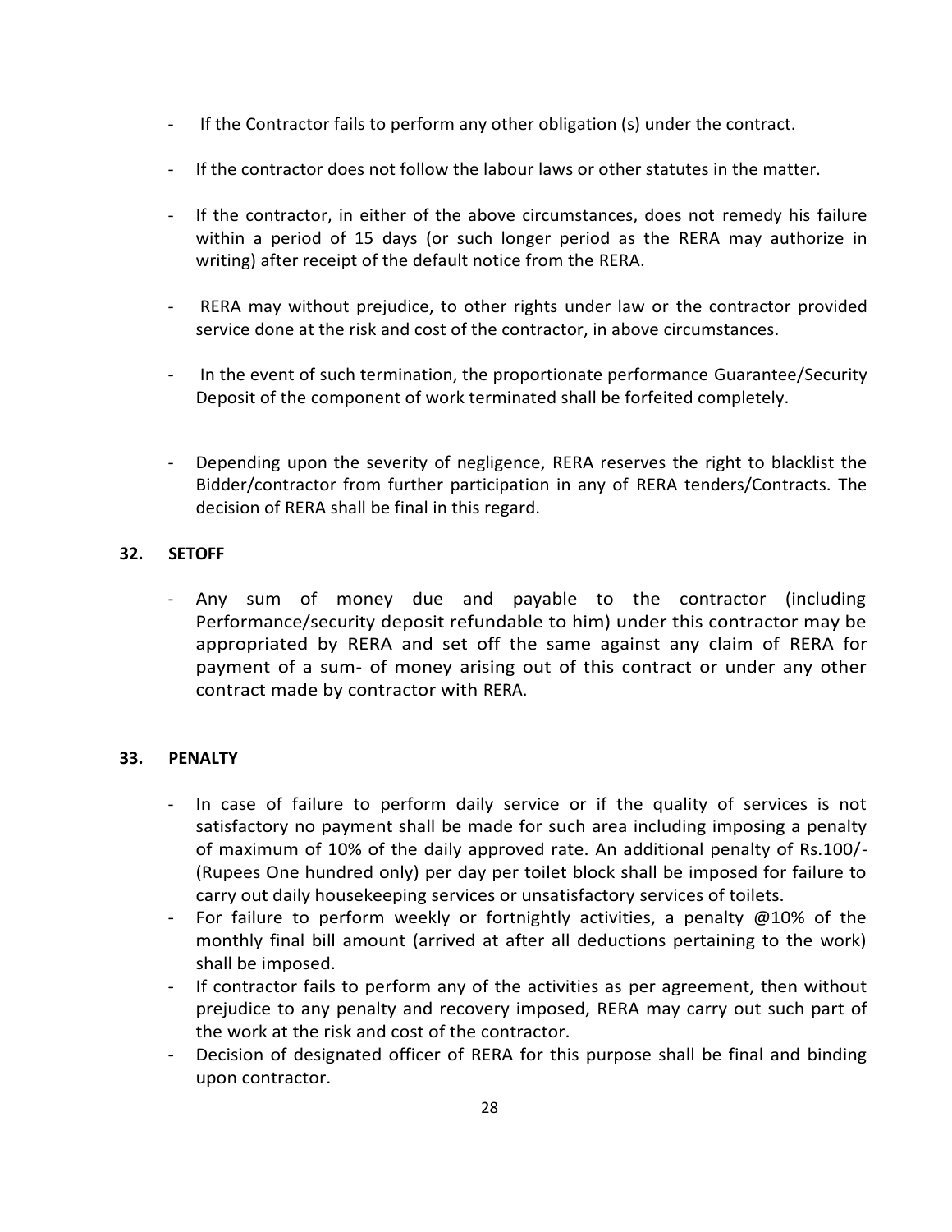- If the Contractor fails to perform any other obligation (s) under the contract.
- If the contractor does not follow the labour laws or other statutes in the matter.
- If the contractor, in either of the above circumstances, does not remedy his failure within a period of 15 days (or such longer period as the RERA may authorize in writing) after receipt of the default notice from the RERA.
- RERA may without prejudice, to other rights under law or the contractor provided service done at the risk and cost of the contractor, in above circumstances.
- In the event of such termination, the proportionate performance Guarantee/Security Deposit of the component of work terminated shall be forfeited completely.
- Depending upon the severity of negligence, RERA reserves the right to blacklist the Bidder/contractor from further participation in any of RERA tenders/Contracts. The decision of RERA shall be final in this regard.

**32. SETOFF**

- Any sum of money due and payable to the contractor (including Performance/security deposit refundable to him) under this contractor may be appropriated by RERA and set off the same against any claim of RERA for payment of a sum- of money arising out of this contract or under any other contract made by contractor with RERA.

**33. PENALTY**

- In case of failure to perform daily service or if the quality of services is not satisfactory no payment shall be made for such area including imposing a penalty of maximum of 10% of the daily approved rate. An additional penalty of Rs.100/- (Rupees One hundred only) per day per toilet block shall be imposed for failure to carry out daily housekeeping services or unsatisfactory services of toilets.
- For failure to perform weekly or fortnightly activities, a penalty @10% of the monthly final bill amount (arrived at after all deductions pertaining to the work) shall be imposed.
- If contractor fails to perform any of the activities as per agreement, then without prejudice to any penalty and recovery imposed, RERA may carry out such part of the work at the risk and cost of the contractor.
- Decision of designated officer of RERA for this purpose shall be final and binding upon contractor.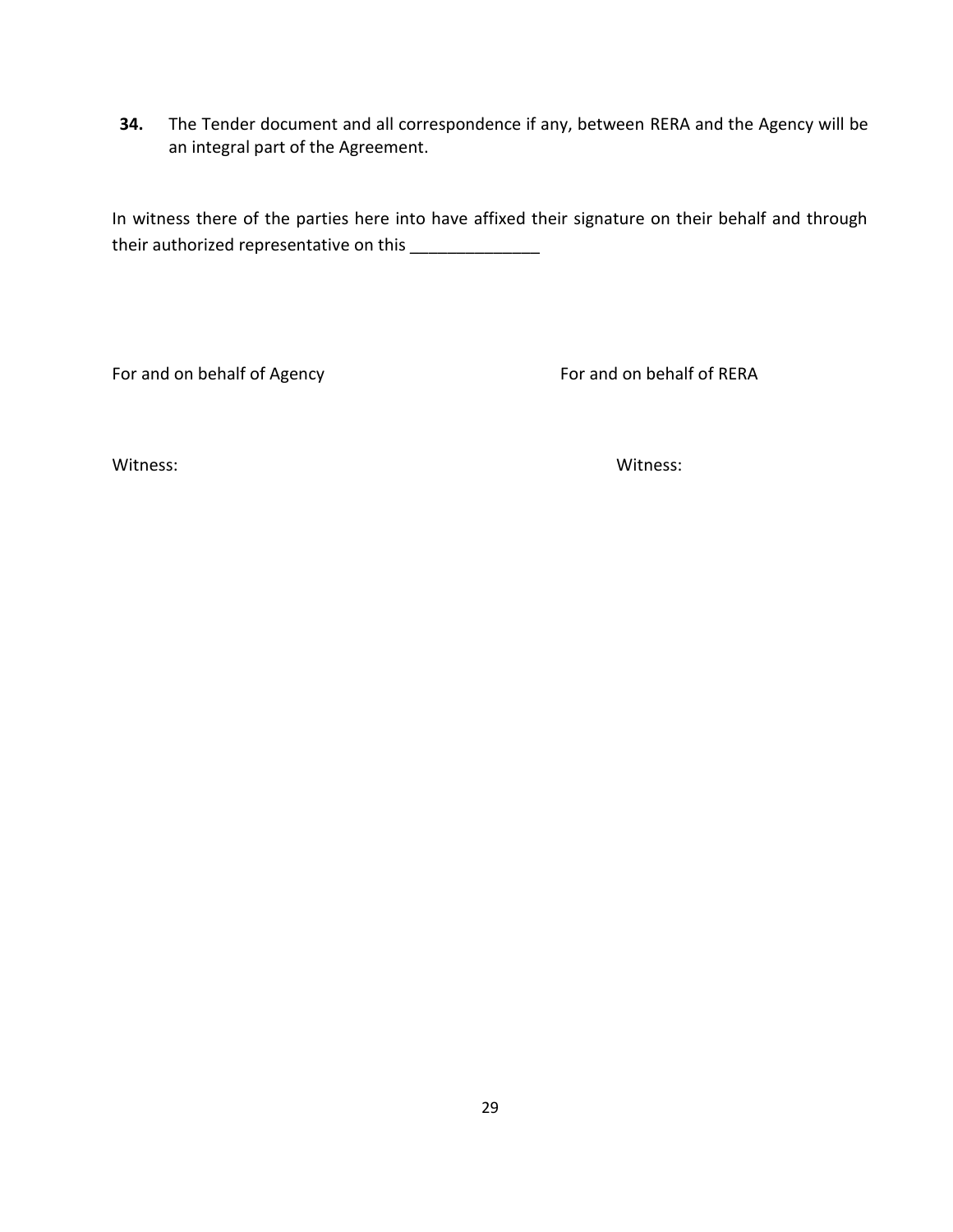**34.** The Tender document and all correspondence if any, between RERA and the Agency will be an integral part of the Agreement.

In witness there of the parties here into have affixed their signature on their behalf and through their authorized representative on this ______________

For and on behalf of Agency

For and on behalf of RERA

Witness:

Witness: